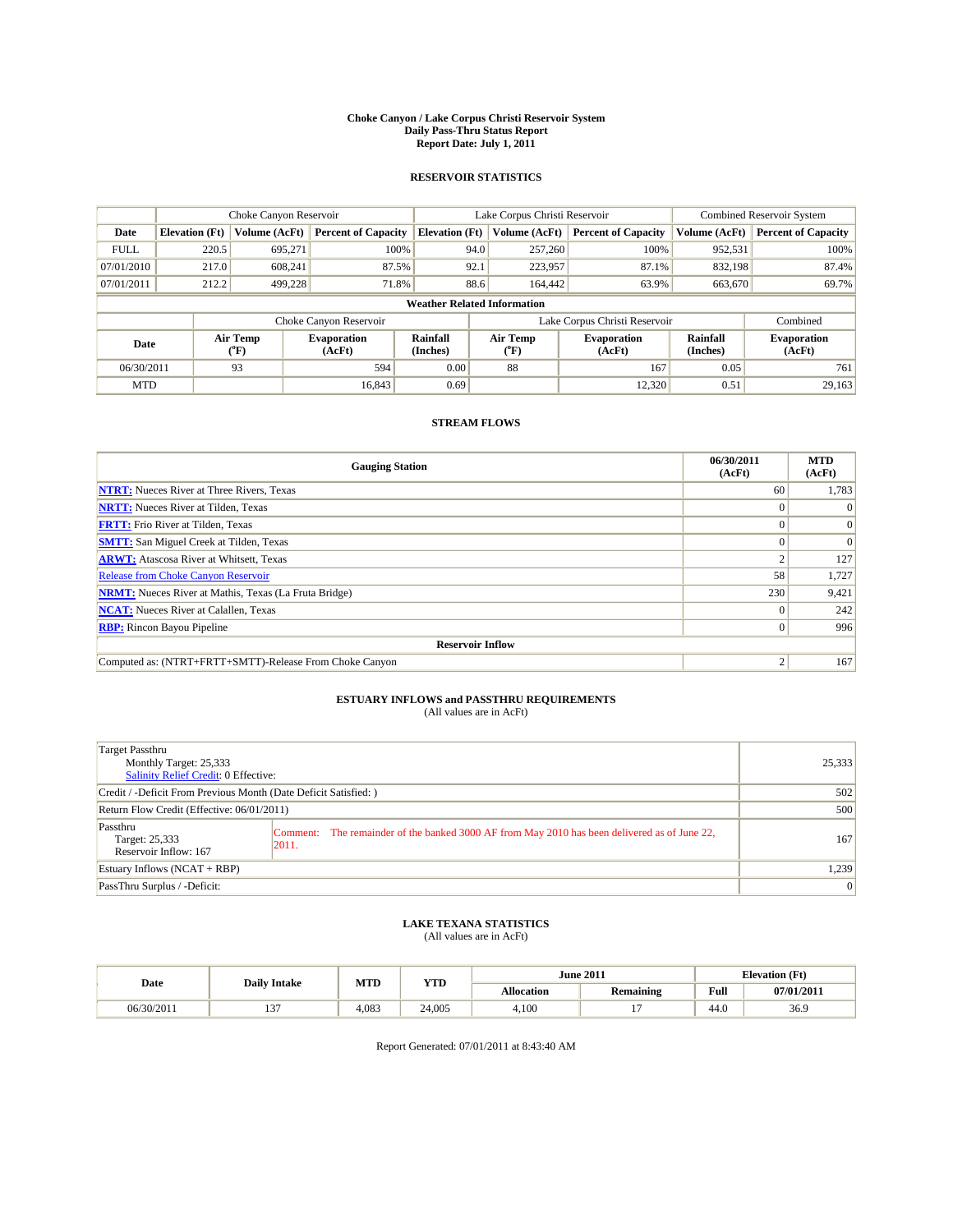# Choke Canyon / Lake Corpus Christi Reservoir System
## Daily Pass-Thru Status Report
### Report Date: July 1, 2011

## RESERVOIR STATISTICS

| | Choke Canyon Reservoir | | | Lake Corpus Christi Reservoir | | | Combined Reservoir System | |
|---|---|---|---|---|---|---|---|---|
| Date | Elevation (Ft) | Volume (AcFt) | Percent of Capacity | Elevation (Ft) | Volume (AcFt) | Percent of Capacity | Volume (AcFt) | Percent of Capacity |
| FULL | 220.5 | 695,271 | 100% | 94.0 | 257,260 | 100% | 952,531 | 100% |
| 07/01/2010 | 217.0 | 608,241 | 87.5% | 92.1 | 223,957 | 87.1% | 832,198 | 87.4% |
| 07/01/2011 | 212.2 | 499,228 | 71.8% | 88.6 | 164,442 | 63.9% | 663,670 | 69.7% |

**Weather Related Information**

| | Choke Canyon Reservoir | | | Lake Corpus Christi Reservoir | | | Combined |
|---|---|---|---|---|---|---|---|
| Date | Air Temp (°F) | Evaporation (AcFt) | Rainfall (Inches) | Air Temp (°F) | Evaporation (AcFt) | Rainfall (Inches) | Evaporation (AcFt) |
| 06/30/2011 | 93 | 594 | 0.00 | 88 | 167 | 0.05 | 761 |
| MTD | | 16,843 | 0.69 | | 12,320 | 0.51 | 29,163 |

## STREAM FLOWS

| Gauging Station | 06/30/2011 (AcFt) | MTD (AcFt) |
|---|---|---|
| NTRT: Nueces River at Three Rivers, Texas | 60 | 1,783 |
| NRTT: Nueces River at Tilden, Texas | 0 | 0 |
| FRTT: Frio River at Tilden, Texas | 0 | 0 |
| SMTT: San Miguel Creek at Tilden, Texas | 0 | 0 |
| ARWT: Atascosa River at Whitsett, Texas | 2 | 127 |
| Release from Choke Canyon Reservoir | 58 | 1,727 |
| NRMT: Nueces River at Mathis, Texas (La Fruta Bridge) | 230 | 9,421 |
| NCAT: Nueces River at Calallen, Texas | 0 | 242 |
| RBP: Rincon Bayou Pipeline | 0 | 996 |
| **Reservoir Inflow** | | |
| Computed as: (NTRT+FRTT+SMTT)-Release From Choke Canyon | 2 | 167 |

## ESTUARY INFLOWS and PASSTHRU REQUIREMENTS

(All values are in AcFt)

| | |
|---|---|
| Target Passthru<br>Monthly Target: 25,333<br>Salinity Relief Credit: 0 Effective: | 25,333 |
| Credit / -Deficit From Previous Month (Date Deficit Satisfied: ) | 502 |
| Return Flow Credit (Effective: 06/01/2011) | 500 |
| Passthru<br>Target: 25,333<br>Reservoir Inflow: 167<br>Comment: The remainder of the banked 3000 AF from May 2010 has been delivered as of June 22, 2011. | 167 |
| Estuary Inflows (NCAT + RBP) | 1,239 |
| PassThru Surplus / -Deficit: | 0 |

## LAKE TEXANA STATISTICS

(All values are in AcFt)

| Date | Daily Intake | MTD | YTD | June 2011 | | Elevation (Ft) | |
|---|---|---|---|---|---|---|---|
| | | | | Allocation | Remaining | Full | 07/01/2011 |
| 06/30/2011 | 137 | 4,083 | 24,005 | 4,100 | 17 | 44.0 | 36.9 |

Report Generated: 07/01/2011 at 8:43:40 AM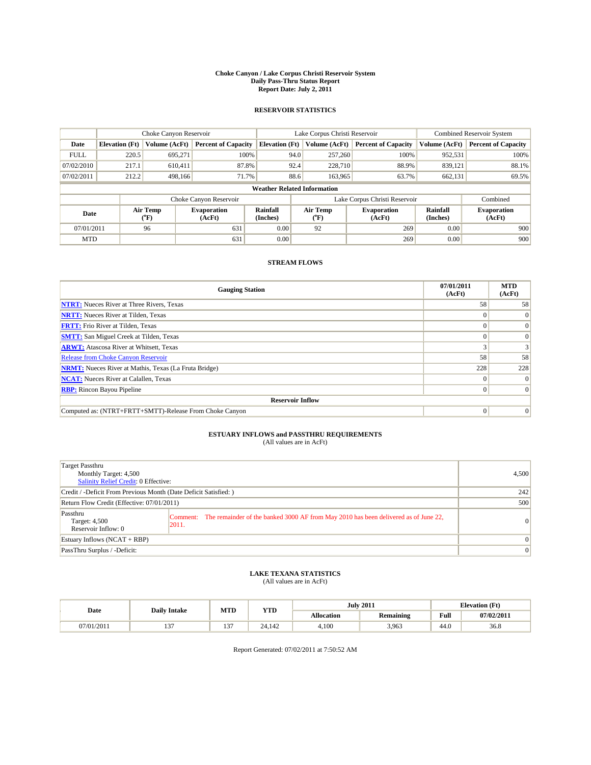# Choke Canyon / Lake Corpus Christi Reservoir System
## Daily Pass-Thru Status Report
### Report Date: July 2, 2011

## RESERVOIR STATISTICS

| | Choke Canyon Reservoir | | | Lake Corpus Christi Reservoir | | | Combined Reservoir System | |
|---|---|---|---|---|---|---|---|---|
| Date | Elevation (Ft) | Volume (AcFt) | Percent of Capacity | Elevation (Ft) | Volume (AcFt) | Percent of Capacity | Volume (AcFt) | Percent of Capacity |
| FULL | 220.5 | 695,271 | 100% | 94.0 | 257,260 | 100% | 952,531 | 100% |
| 07/02/2010 | 217.1 | 610,411 | 87.8% | 92.4 | 228,710 | 88.9% | 839,121 | 88.1% |
| 07/02/2011 | 212.2 | 498,166 | 71.7% | 88.6 | 163,965 | 63.7% | 662,131 | 69.5% |

**Weather Related Information**

| | Choke Canyon Reservoir | | | Lake Corpus Christi Reservoir | | | Combined |
|---|---|---|---|---|---|---|---|
| Date | Air Temp (°F) | Evaporation (AcFt) | Rainfall (Inches) | Air Temp (°F) | Evaporation (AcFt) | Rainfall (Inches) | Evaporation (AcFt) |
| 07/01/2011 | 96 | 631 | 0.00 | 92 | 269 | 0.00 | 900 |
| MTD | | 631 | 0.00 | | 269 | 0.00 | 900 |

## STREAM FLOWS

| Gauging Station | 07/01/2011 (AcFt) | MTD (AcFt) |
|---|---|---|
| NTRT: Nueces River at Three Rivers, Texas | 58 | 58 |
| NRTT: Nueces River at Tilden, Texas | 0 | 0 |
| FRTT: Frio River at Tilden, Texas | 0 | 0 |
| SMTT: San Miguel Creek at Tilden, Texas | 0 | 0 |
| ARWT: Atascosa River at Whitsett, Texas | 3 | 3 |
| Release from Choke Canyon Reservoir | 58 | 58 |
| NRMT: Nueces River at Mathis, Texas (La Fruta Bridge) | 228 | 228 |
| NCAT: Nueces River at Calallen, Texas | 0 | 0 |
| RBP: Rincon Bayou Pipeline | 0 | 0 |
| **Reservoir Inflow** | | |
| Computed as: (NTRT+FRTT+SMTT)-Release From Choke Canyon | 0 | 0 |

## ESTUARY INFLOWS and PASSTHRU REQUIREMENTS
(All values are in AcFt)

| | |
|---|---|
| Target Passthru<br>Monthly Target: 4,500<br>Salinity Relief Credit: 0 Effective: | 4,500 |
| Credit / -Deficit From Previous Month (Date Deficit Satisfied: ) | 242 |
| Return Flow Credit (Effective: 07/01/2011) | 500 |
| Passthru<br>Target: 4,500<br>Reservoir Inflow: 0<br>Comment: The remainder of the banked 3000 AF from May 2010 has been delivered as of June 22, 2011. | 0 |
| Estuary Inflows (NCAT + RBP) | 0 |
| PassThru Surplus / -Deficit: | 0 |

## LAKE TEXANA STATISTICS
(All values are in AcFt)

| Date | Daily Intake | MTD | YTD | July 2011 | | Elevation (Ft) | |
|---|---|---|---|---|---|---|---|
| | | | | Allocation | Remaining | Full | 07/02/2011 |
| 07/01/2011 | 137 | 137 | 24,142 | 4,100 | 3,963 | 44.0 | 36.8 |

Report Generated: 07/02/2011 at 7:50:52 AM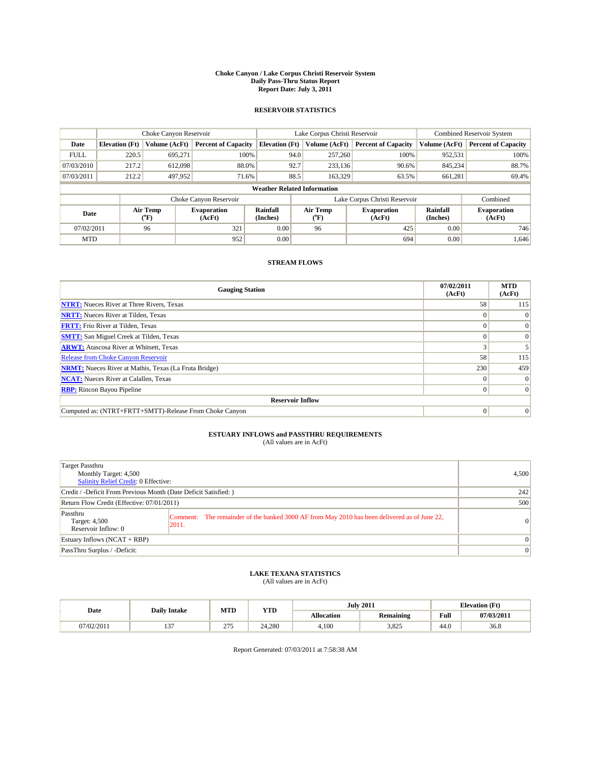**Choke Canyon / Lake Corpus Christi Reservoir System**
**Daily Pass-Thru Status Report**
**Report Date: July 3, 2011**

## RESERVOIR STATISTICS

| | Choke Canyon Reservoir | | | Lake Corpus Christi Reservoir | | | Combined Reservoir System | |
|---|---|---|---|---|---|---|---|---|
| Date | Elevation (Ft) | Volume (AcFt) | Percent of Capacity | Elevation (Ft) | Volume (AcFt) | Percent of Capacity | Volume (AcFt) | Percent of Capacity |
| FULL | 220.5 | 695,271 | 100% | 94.0 | 257,260 | 100% | 952,531 | 100% |
| 07/03/2010 | 217.2 | 612,098 | 88.0% | 92.7 | 233,136 | 90.6% | 845,234 | 88.7% |
| 07/03/2011 | 212.2 | 497,952 | 71.6% | 88.5 | 163,329 | 63.5% | 661,281 | 69.4% |

**Weather Related Information**

| | Choke Canyon Reservoir | | | Lake Corpus Christi Reservoir | | | Combined |
|---|---|---|---|---|---|---|---|
| Date | Air Temp (°F) | Evaporation (AcFt) | Rainfall (Inches) | Air Temp (°F) | Evaporation (AcFt) | Rainfall (Inches) | Evaporation (AcFt) |
| 07/02/2011 | 96 | 321 | 0.00 | 96 | 425 | 0.00 | 746 |
| MTD | | 952 | 0.00 | | 694 | 0.00 | 1,646 |

## STREAM FLOWS

| Gauging Station | 07/02/2011 (AcFt) | MTD (AcFt) |
|---|---|---|
| NTRT: Nueces River at Three Rivers, Texas | 58 | 115 |
| NRTT: Nueces River at Tilden, Texas | 0 | 0 |
| FRTT: Frio River at Tilden, Texas | 0 | 0 |
| SMTT: San Miguel Creek at Tilden, Texas | 0 | 0 |
| ARWT: Atascosa River at Whitsett, Texas | 3 | 5 |
| Release from Choke Canyon Reservoir | 58 | 115 |
| NRMT: Nueces River at Mathis, Texas (La Fruta Bridge) | 230 | 459 |
| NCAT: Nueces River at Calallen, Texas | 0 | 0 |
| RBP: Rincon Bayou Pipeline | 0 | 0 |
| **Reservoir Inflow** | | |
| Computed as: (NTRT+FRTT+SMTT)-Release From Choke Canyon | 0 | 0 |

## ESTUARY INFLOWS and PASSTHRU REQUIREMENTS

(All values are in AcFt)

| | | |
|---|---|---|
| Target Passthru<br>Monthly Target: 4,500<br>Salinity Relief Credit: 0 Effective: | | 4,500 |
| Credit / -Deficit From Previous Month (Date Deficit Satisfied: ) | | 242 |
| Return Flow Credit (Effective: 07/01/2011) | | 500 |
| Passthru<br>Target: 4,500<br>Reservoir Inflow: 0 | Comment: The remainder of the banked 3000 AF from May 2010 has been delivered as of June 22, 2011. | 0 |
| Estuary Inflows (NCAT + RBP) | | 0 |
| PassThru Surplus / -Deficit: | | 0 |

## LAKE TEXANA STATISTICS

(All values are in AcFt)

| Date | Daily Intake | MTD | YTD | July 2011 | | Elevation (Ft) | |
|---|---|---|---|---|---|---|---|
| | | | | Allocation | Remaining | Full | 07/03/2011 |
| 07/02/2011 | 137 | 275 | 24,280 | 4,100 | 3,825 | 44.0 | 36.8 |

Report Generated: 07/03/2011 at 7:58:38 AM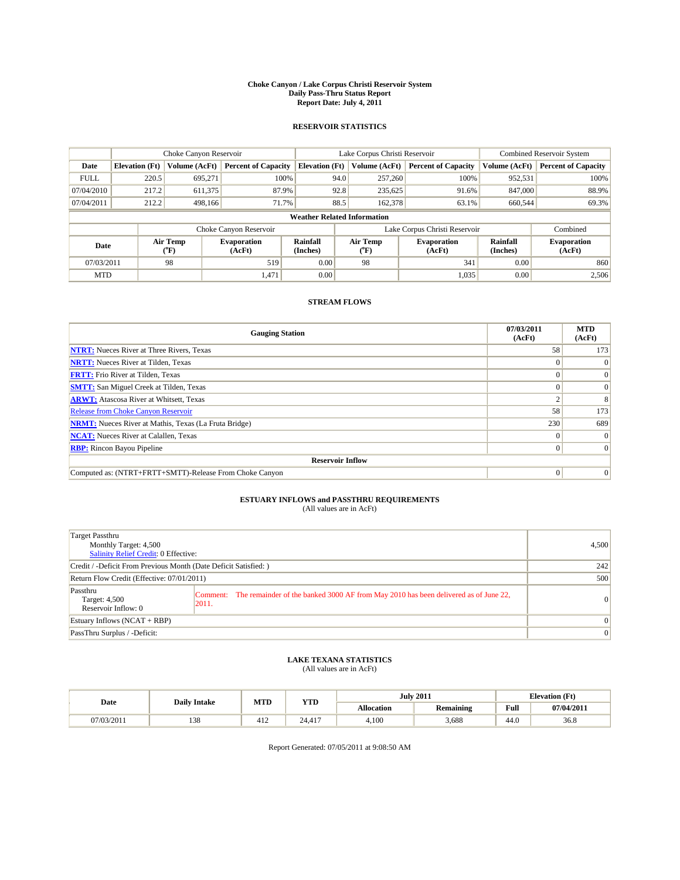# Choke Canyon / Lake Corpus Christi Reservoir System
## Daily Pass-Thru Status Report
### Report Date: July 4, 2011

## RESERVOIR STATISTICS

| | Choke Canyon Reservoir | | | Lake Corpus Christi Reservoir | | | Combined Reservoir System | |
|---|---|---|---|---|---|---|---|---|
| Date | Elevation (Ft) | Volume (AcFt) | Percent of Capacity | Elevation (Ft) | Volume (AcFt) | Percent of Capacity | Volume (AcFt) | Percent of Capacity |
| FULL | 220.5 | 695,271 | 100% | 94.0 | 257,260 | 100% | 952,531 | 100% |
| 07/04/2010 | 217.2 | 611,375 | 87.9% | 92.8 | 235,625 | 91.6% | 847,000 | 88.9% |
| 07/04/2011 | 212.2 | 498,166 | 71.7% | 88.5 | 162,378 | 63.1% | 660,544 | 69.3% |

**Weather Related Information**

| | Choke Canyon Reservoir | | | Lake Corpus Christi Reservoir | | | Combined |
|---|---|---|---|---|---|---|---|
| Date | Air Temp (°F) | Evaporation (AcFt) | Rainfall (Inches) | Air Temp (°F) | Evaporation (AcFt) | Rainfall (Inches) | Evaporation (AcFt) |
| 07/03/2011 | 98 | 519 | 0.00 | 98 | 341 | 0.00 | 860 |
| MTD | | 1,471 | 0.00 | | 1,035 | 0.00 | 2,506 |

## STREAM FLOWS

| Gauging Station | 07/03/2011 (AcFt) | MTD (AcFt) |
|---|---|---|
| NTRT: Nueces River at Three Rivers, Texas | 58 | 173 |
| NRTT: Nueces River at Tilden, Texas | 0 | 0 |
| FRTT: Frio River at Tilden, Texas | 0 | 0 |
| SMTT: San Miguel Creek at Tilden, Texas | 0 | 0 |
| ARWT: Atascosa River at Whitsett, Texas | 2 | 8 |
| Release from Choke Canyon Reservoir | 58 | 173 |
| NRMT: Nueces River at Mathis, Texas (La Fruta Bridge) | 230 | 689 |
| NCAT: Nueces River at Calallen, Texas | 0 | 0 |
| RBP: Rincon Bayou Pipeline | 0 | 0 |
| **Reservoir Inflow** | | |
| Computed as: (NTRT+FRTT+SMTT)-Release From Choke Canyon | 0 | 0 |

## ESTUARY INFLOWS and PASSTHRU REQUIREMENTS
(All values are in AcFt)

| | | |
|---|---|---|
| Target Passthru<br>Monthly Target: 4,500<br>Salinity Relief Credit: 0 Effective: | | 4,500 |
| Credit / -Deficit From Previous Month (Date Deficit Satisfied: ) | | 242 |
| Return Flow Credit (Effective: 07/01/2011) | | 500 |
| Passthru<br>Target: 4,500<br>Reservoir Inflow: 0 | Comment: The remainder of the banked 3000 AF from May 2010 has been delivered as of June 22, 2011. | 0 |
| Estuary Inflows (NCAT + RBP) | | 0 |
| PassThru Surplus / -Deficit: | | 0 |

## LAKE TEXANA STATISTICS
(All values are in AcFt)

| Date | Daily Intake | MTD | YTD | July 2011 | | Elevation (Ft) | |
|---|---|---|---|---|---|---|---|
| | | | | Allocation | Remaining | Full | 07/04/2011 |
| 07/03/2011 | 138 | 412 | 24,417 | 4,100 | 3,688 | 44.0 | 36.8 |

Report Generated: 07/05/2011 at 9:08:50 AM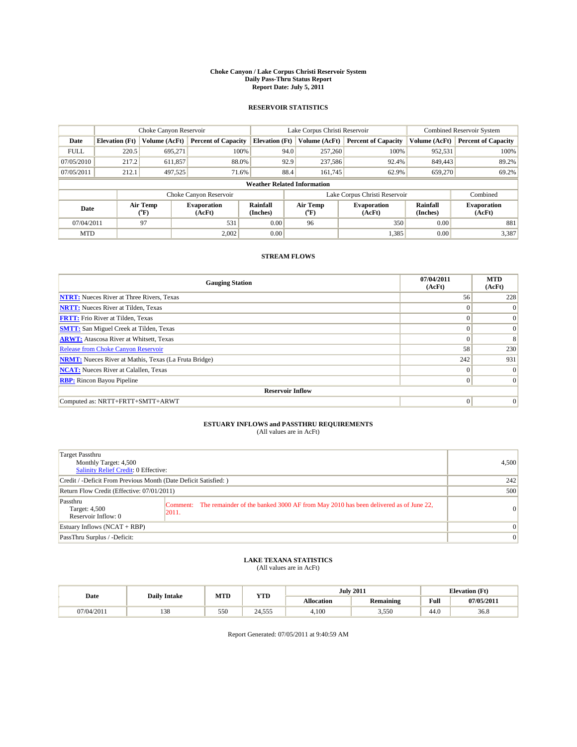# Choke Canyon / Lake Corpus Christi Reservoir System
## Daily Pass-Thru Status Report
### Report Date: July 5, 2011

## RESERVOIR STATISTICS

| | Choke Canyon Reservoir | | | Lake Corpus Christi Reservoir | | | Combined Reservoir System | |
|---|---|---|---|---|---|---|---|---|
| Date | Elevation (Ft) | Volume (AcFt) | Percent of Capacity | Elevation (Ft) | Volume (AcFt) | Percent of Capacity | Volume (AcFt) | Percent of Capacity |
| FULL | 220.5 | 695,271 | 100% | 94.0 | 257,260 | 100% | 952,531 | 100% |
| 07/05/2010 | 217.2 | 611,857 | 88.0% | 92.9 | 237,586 | 92.4% | 849,443 | 89.2% |
| 07/05/2011 | 212.1 | 497,525 | 71.6% | 88.4 | 161,745 | 62.9% | 659,270 | 69.2% |

**Weather Related Information**

| | Choke Canyon Reservoir | | | Lake Corpus Christi Reservoir | | | Combined |
|---|---|---|---|---|---|---|---|
| Date | Air Temp (°F) | Evaporation (AcFt) | Rainfall (Inches) | Air Temp (°F) | Evaporation (AcFt) | Rainfall (Inches) | Evaporation (AcFt) |
| 07/04/2011 | 97 | 531 | 0.00 | 96 | 350 | 0.00 | 881 |
| MTD | | 2,002 | 0.00 | | 1,385 | 0.00 | 3,387 |

## STREAM FLOWS

| Gauging Station | 07/04/2011 (AcFt) | MTD (AcFt) |
|---|---|---|
| **NTRT:** Nueces River at Three Rivers, Texas | 56 | 228 |
| **NRTT:** Nueces River at Tilden, Texas | 0 | 0 |
| **FRTT:** Frio River at Tilden, Texas | 0 | 0 |
| **SMTT:** San Miguel Creek at Tilden, Texas | 0 | 0 |
| **ARWT:** Atascosa River at Whitsett, Texas | 0 | 8 |
| Release from Choke Canyon Reservoir | 58 | 230 |
| **NRMT:** Nueces River at Mathis, Texas (La Fruta Bridge) | 242 | 931 |
| **NCAT:** Nueces River at Calallen, Texas | 0 | 0 |
| **RBP:** Rincon Bayou Pipeline | 0 | 0 |
| **Reservoir Inflow** | | |
| Computed as: NRTT+FRTT+SMTT+ARWT | 0 | 0 |

## ESTUARY INFLOWS and PASSTHRU REQUIREMENTS
(All values are in AcFt)

| | | |
|---|---|---|
| Target Passthru<br>Monthly Target: 4,500<br>Salinity Relief Credit: 0 Effective: | | 4,500 |
| Credit / -Deficit From Previous Month (Date Deficit Satisfied: ) | | 242 |
| Return Flow Credit (Effective: 07/01/2011) | | 500 |
| Passthru<br>Target: 4,500<br>Reservoir Inflow: 0 | Comment: The remainder of the banked 3000 AF from May 2010 has been delivered as of June 22, 2011. | 0 |
| Estuary Inflows (NCAT + RBP) | | 0 |
| PassThru Surplus / -Deficit: | | 0 |

## LAKE TEXANA STATISTICS
(All values are in AcFt)

| Date | Daily Intake | MTD | YTD | July 2011 | | Elevation (Ft) | |
|---|---|---|---|---|---|---|---|
| | | | | Allocation | Remaining | Full | 07/05/2011 |
| 07/04/2011 | 138 | 550 | 24,555 | 4,100 | 3,550 | 44.0 | 36.8 |

Report Generated: 07/05/2011 at 9:40:59 AM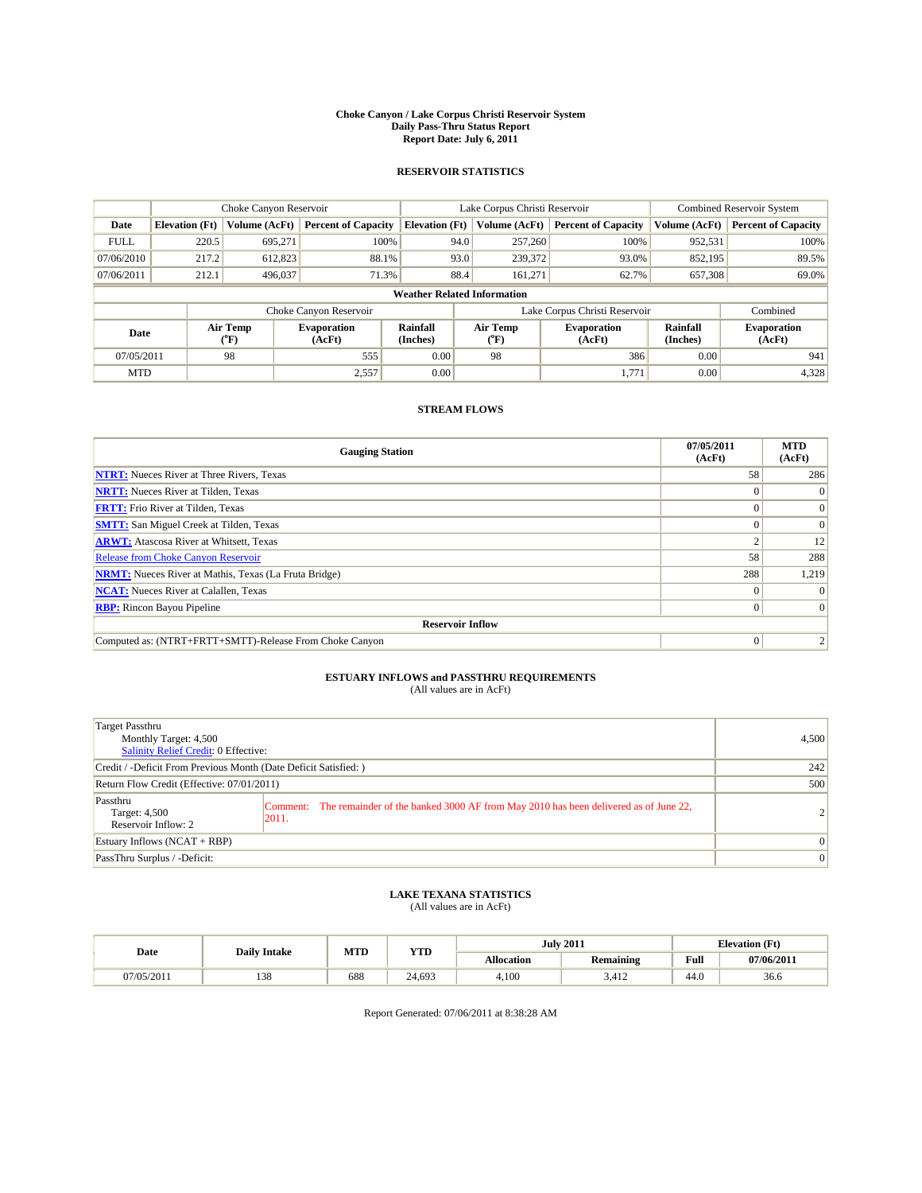# Choke Canyon / Lake Corpus Christi Reservoir System
## Daily Pass-Thru Status Report
### Report Date: July 6, 2011

## RESERVOIR STATISTICS

| | Choke Canyon Reservoir | | | Lake Corpus Christi Reservoir | | | Combined Reservoir System | |
|---|---|---|---|---|---|---|---|---|
| Date | Elevation (Ft) | Volume (AcFt) | Percent of Capacity | Elevation (Ft) | Volume (AcFt) | Percent of Capacity | Volume (AcFt) | Percent of Capacity |
| FULL | 220.5 | 695,271 | 100% | 94.0 | 257,260 | 100% | 952,531 | 100% |
| 07/06/2010 | 217.2 | 612,823 | 88.1% | 93.0 | 239,372 | 93.0% | 852,195 | 89.5% |
| 07/06/2011 | 212.1 | 496,037 | 71.3% | 88.4 | 161,271 | 62.7% | 657,308 | 69.0% |

**Weather Related Information**

| | Choke Canyon Reservoir | | | Lake Corpus Christi Reservoir | | | Combined |
|---|---|---|---|---|---|---|---|
| Date | Air Temp (°F) | Evaporation (AcFt) | Rainfall (Inches) | Air Temp (°F) | Evaporation (AcFt) | Rainfall (Inches) | Evaporation (AcFt) |
| 07/05/2011 | 98 | 555 | 0.00 | 98 | 386 | 0.00 | 941 |
| MTD | | 2,557 | 0.00 | | 1,771 | 0.00 | 4,328 |

## STREAM FLOWS

| Gauging Station | 07/05/2011 (AcFt) | MTD (AcFt) |
|---|---|---|
| **NTRT:** Nueces River at Three Rivers, Texas | 58 | 286 |
| **NRTT:** Nueces River at Tilden, Texas | 0 | 0 |
| **FRTT:** Frio River at Tilden, Texas | 0 | 0 |
| **SMTT:** San Miguel Creek at Tilden, Texas | 0 | 0 |
| **ARWT:** Atascosa River at Whitsett, Texas | 2 | 12 |
| Release from Choke Canyon Reservoir | 58 | 288 |
| **NRMT:** Nueces River at Mathis, Texas (La Fruta Bridge) | 288 | 1,219 |
| **NCAT:** Nueces River at Calallen, Texas | 0 | 0 |
| **RBP:** Rincon Bayou Pipeline | 0 | 0 |
| **Reservoir Inflow** | | |
| Computed as: (NTRT+FRTT+SMTT)-Release From Choke Canyon | 0 | 2 |

## ESTUARY INFLOWS and PASSTHRU REQUIREMENTS
(All values are in AcFt)

| | |
|---|---|
| Target Passthru<br>Monthly Target: 4,500<br>Salinity Relief Credit: 0 Effective: | 4,500 |
| Credit / -Deficit From Previous Month (Date Deficit Satisfied: ) | 242 |
| Return Flow Credit (Effective: 07/01/2011) | 500 |
| Passthru<br>Target: 4,500<br>Reservoir Inflow: 2<br>Comment: The remainder of the banked 3000 AF from May 2010 has been delivered as of June 22, 2011. | 2 |
| Estuary Inflows (NCAT + RBP) | 0 |
| PassThru Surplus / -Deficit: | 0 |

## LAKE TEXANA STATISTICS
(All values are in AcFt)

| Date | Daily Intake | MTD | YTD | July 2011 | | Elevation (Ft) | |
|---|---|---|---|---|---|---|---|
| | | | | Allocation | Remaining | Full | 07/06/2011 |
| 07/05/2011 | 138 | 688 | 24,693 | 4,100 | 3,412 | 44.0 | 36.6 |

Report Generated: 07/06/2011 at 8:38:28 AM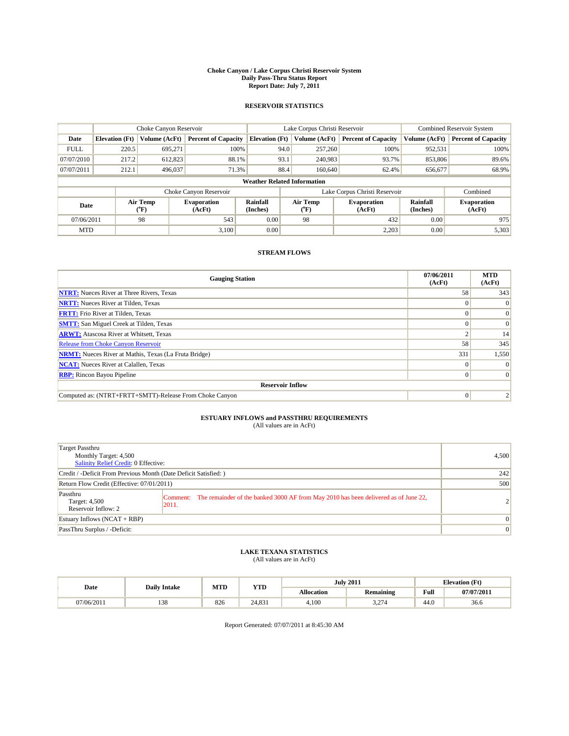# Choke Canyon / Lake Corpus Christi Reservoir System
## Daily Pass-Thru Status Report
### Report Date: July 7, 2011

## RESERVOIR STATISTICS

| | Choke Canyon Reservoir | | | Lake Corpus Christi Reservoir | | | Combined Reservoir System | |
|---|---|---|---|---|---|---|---|---|
| Date | Elevation (Ft) | Volume (AcFt) | Percent of Capacity | Elevation (Ft) | Volume (AcFt) | Percent of Capacity | Volume (AcFt) | Percent of Capacity |
| FULL | 220.5 | 695,271 | 100% | 94.0 | 257,260 | 100% | 952,531 | 100% |
| 07/07/2010 | 217.2 | 612,823 | 88.1% | 93.1 | 240,983 | 93.7% | 853,806 | 89.6% |
| 07/07/2011 | 212.1 | 496,037 | 71.3% | 88.4 | 160,640 | 62.4% | 656,677 | 68.9% |

**Weather Related Information**

| | Choke Canyon Reservoir | | | Lake Corpus Christi Reservoir | | | Combined |
|---|---|---|---|---|---|---|---|
| Date | Air Temp (°F) | Evaporation (AcFt) | Rainfall (Inches) | Air Temp (°F) | Evaporation (AcFt) | Rainfall (Inches) | Evaporation (AcFt) |
| 07/06/2011 | 98 | 543 | 0.00 | 98 | 432 | 0.00 | 975 |
| MTD | | 3,100 | 0.00 | | 2,203 | 0.00 | 5,303 |

## STREAM FLOWS

| Gauging Station | 07/06/2011 (AcFt) | MTD (AcFt) |
|---|---|---|
| NTRT: Nueces River at Three Rivers, Texas | 58 | 343 |
| NRTT: Nueces River at Tilden, Texas | 0 | 0 |
| FRTT: Frio River at Tilden, Texas | 0 | 0 |
| SMTT: San Miguel Creek at Tilden, Texas | 0 | 0 |
| ARWT: Atascosa River at Whitsett, Texas | 2 | 14 |
| Release from Choke Canyon Reservoir | 58 | 345 |
| NRMT: Nueces River at Mathis, Texas (La Fruta Bridge) | 331 | 1,550 |
| NCAT: Nueces River at Calallen, Texas | 0 | 0 |
| RBP: Rincon Bayou Pipeline | 0 | 0 |
| **Reservoir Inflow** | | |
| Computed as: (NTRT+FRTT+SMTT)-Release From Choke Canyon | 0 | 2 |

## ESTUARY INFLOWS and PASSTHRU REQUIREMENTS
(All values are in AcFt)

| | |
|---|---|
| Target Passthru<br>Monthly Target: 4,500<br>Salinity Relief Credit: 0 Effective: | 4,500 |
| Credit / -Deficit From Previous Month (Date Deficit Satisfied: ) | 242 |
| Return Flow Credit (Effective: 07/01/2011) | 500 |
| Passthru<br>Target: 4,500<br>Reservoir Inflow: 2<br>Comment: The remainder of the banked 3000 AF from May 2010 has been delivered as of June 22, 2011. | 2 |
| Estuary Inflows (NCAT + RBP) | 0 |
| PassThru Surplus / -Deficit: | 0 |

## LAKE TEXANA STATISTICS
(All values are in AcFt)

| Date | Daily Intake | MTD | YTD | July 2011 | | Elevation (Ft) | |
|---|---|---|---|---|---|---|---|
| | | | | Allocation | Remaining | Full | 07/07/2011 |
| 07/06/2011 | 138 | 826 | 24,831 | 4,100 | 3,274 | 44.0 | 36.6 |

Report Generated: 07/07/2011 at 8:45:30 AM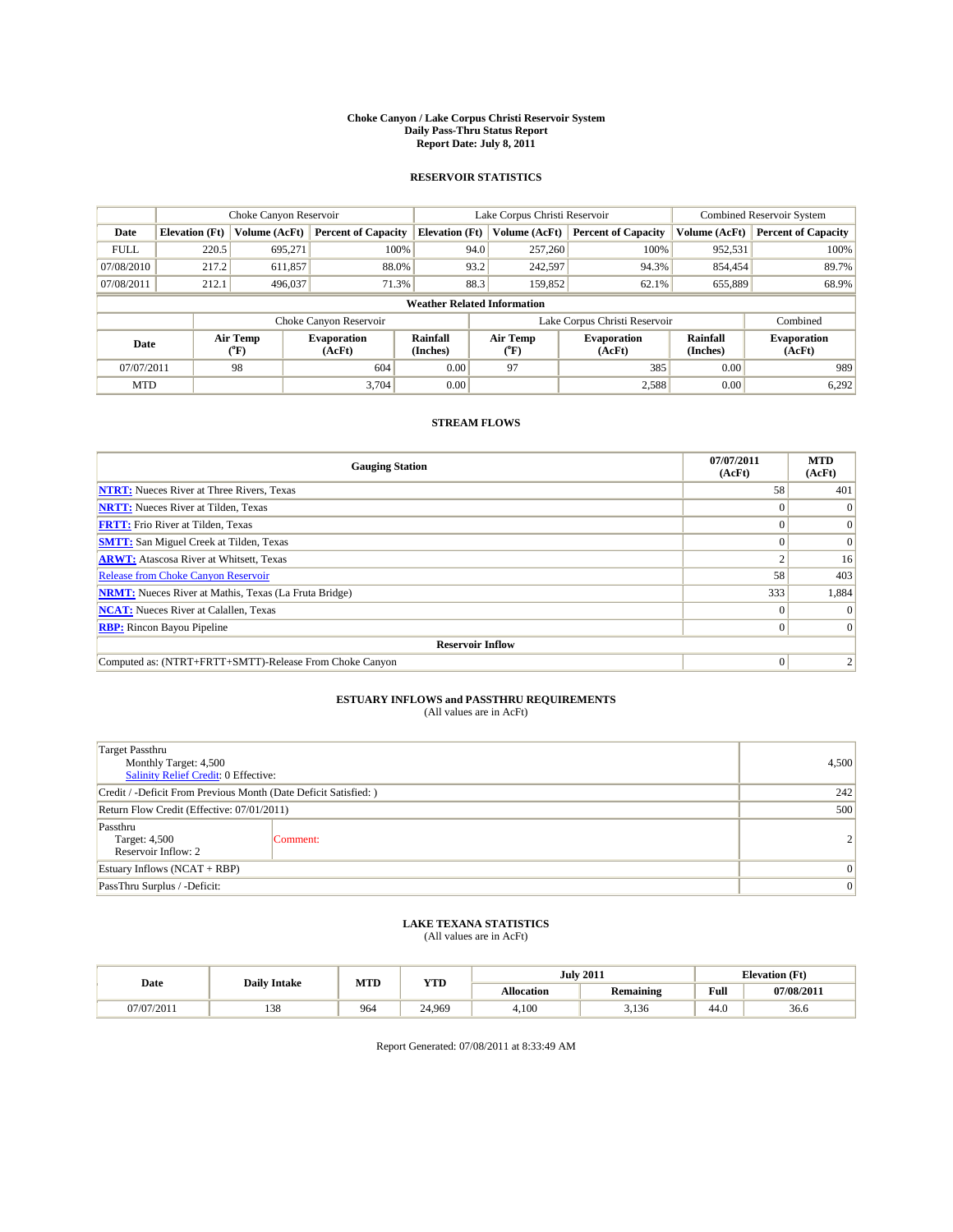# Choke Canyon / Lake Corpus Christi Reservoir System
## Daily Pass-Thru Status Report
### Report Date: July 8, 2011

## RESERVOIR STATISTICS

| | Choke Canyon Reservoir | | | Lake Corpus Christi Reservoir | | | Combined Reservoir System | |
|---|---|---|---|---|---|---|---|---|
| Date | Elevation (Ft) | Volume (AcFt) | Percent of Capacity | Elevation (Ft) | Volume (AcFt) | Percent of Capacity | Volume (AcFt) | Percent of Capacity |
| FULL | 220.5 | 695,271 | 100% | 94.0 | 257,260 | 100% | 952,531 | 100% |
| 07/08/2010 | 217.2 | 611,857 | 88.0% | 93.2 | 242,597 | 94.3% | 854,454 | 89.7% |
| 07/08/2011 | 212.1 | 496,037 | 71.3% | 88.3 | 159,852 | 62.1% | 655,889 | 68.9% |

**Weather Related Information**

| | Choke Canyon Reservoir | | | Lake Corpus Christi Reservoir | | | Combined |
|---|---|---|---|---|---|---|---|
| Date | Air Temp (°F) | Evaporation (AcFt) | Rainfall (Inches) | Air Temp (°F) | Evaporation (AcFt) | Rainfall (Inches) | Evaporation (AcFt) |
| 07/07/2011 | 98 | 604 | 0.00 | 97 | 385 | 0.00 | 989 |
| MTD | | 3,704 | 0.00 | | 2,588 | 0.00 | 6,292 |

## STREAM FLOWS

| Gauging Station | 07/07/2011 (AcFt) | MTD (AcFt) |
|---|---|---|
| NTRT: Nueces River at Three Rivers, Texas | 58 | 401 |
| NRTT: Nueces River at Tilden, Texas | 0 | 0 |
| FRTT: Frio River at Tilden, Texas | 0 | 0 |
| SMTT: San Miguel Creek at Tilden, Texas | 0 | 0 |
| ARWT: Atascosa River at Whitsett, Texas | 2 | 16 |
| Release from Choke Canyon Reservoir | 58 | 403 |
| NRMT: Nueces River at Mathis, Texas (La Fruta Bridge) | 333 | 1,884 |
| NCAT: Nueces River at Calallen, Texas | 0 | 0 |
| RBP: Rincon Bayou Pipeline | 0 | 0 |
| **Reservoir Inflow** | | |
| Computed as: (NTRT+FRTT+SMTT)-Release From Choke Canyon | 0 | 2 |

## ESTUARY INFLOWS and PASSTHRU REQUIREMENTS
(All values are in AcFt)

| | |
|---|---|
| Target Passthru<br>Monthly Target: 4,500<br>Salinity Relief Credit: 0 Effective: | 4,500 |
| Credit / -Deficit From Previous Month (Date Deficit Satisfied: ) | 242 |
| Return Flow Credit (Effective: 07/01/2011) | 500 |
| Passthru<br>Target: 4,500<br>Reservoir Inflow: 2 &nbsp;&nbsp;&nbsp; Comment: | 2 |
| Estuary Inflows (NCAT + RBP) | 0 |
| PassThru Surplus / -Deficit: | 0 |

## LAKE TEXANA STATISTICS
(All values are in AcFt)

| Date | Daily Intake | MTD | YTD | July 2011 | | Elevation (Ft) | |
|---|---|---|---|---|---|---|---|
| | | | | Allocation | Remaining | Full | 07/08/2011 |
| 07/07/2011 | 138 | 964 | 24,969 | 4,100 | 3,136 | 44.0 | 36.6 |

Report Generated: 07/08/2011 at 8:33:49 AM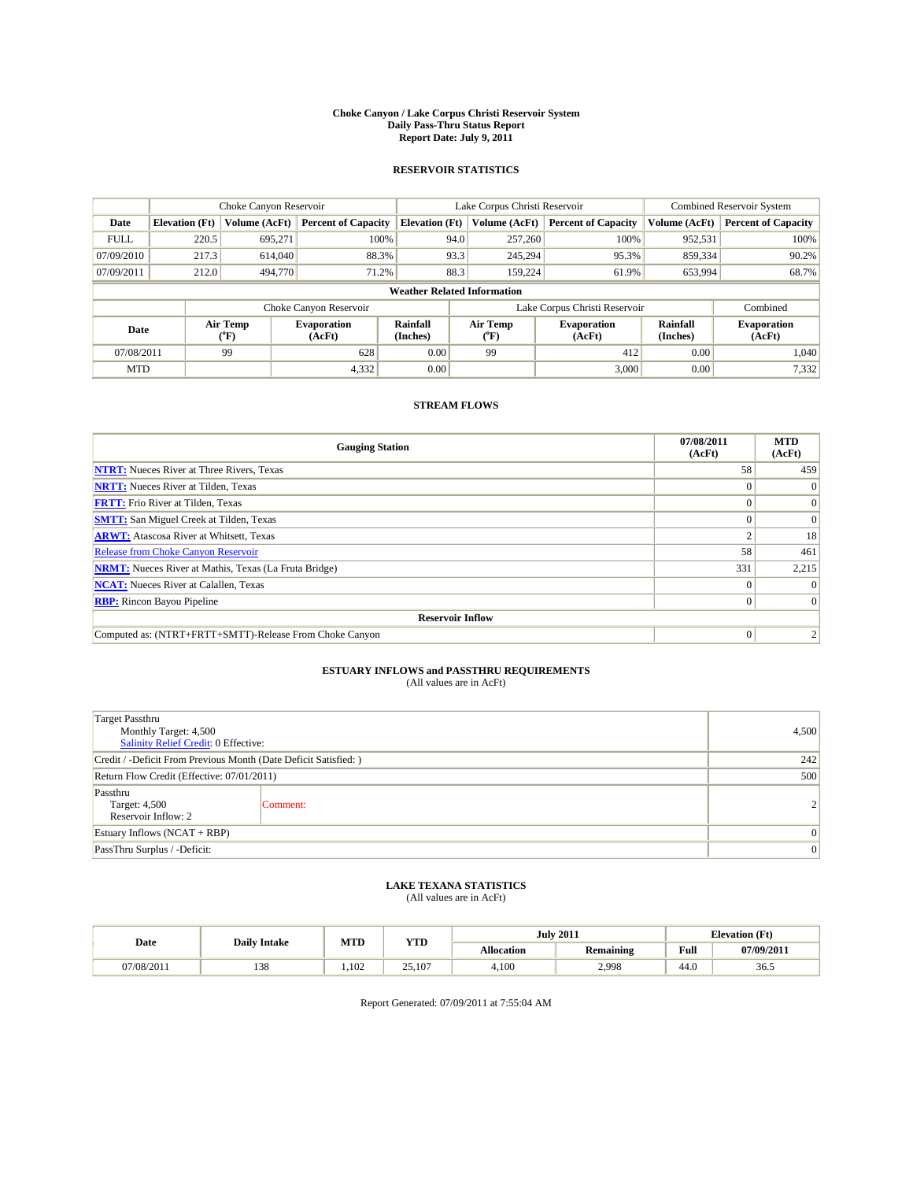# Choke Canyon / Lake Corpus Christi Reservoir System
## Daily Pass-Thru Status Report
### Report Date: July 9, 2011

## RESERVOIR STATISTICS

| | Choke Canyon Reservoir | | | Lake Corpus Christi Reservoir | | | Combined Reservoir System | |
|---|---|---|---|---|---|---|---|---|
| Date | Elevation (Ft) | Volume (AcFt) | Percent of Capacity | Elevation (Ft) | Volume (AcFt) | Percent of Capacity | Volume (AcFt) | Percent of Capacity |
| FULL | 220.5 | 695,271 | 100% | 94.0 | 257,260 | 100% | 952,531 | 100% |
| 07/09/2010 | 217.3 | 614,040 | 88.3% | 93.3 | 245,294 | 95.3% | 859,334 | 90.2% |
| 07/09/2011 | 212.0 | 494,770 | 71.2% | 88.3 | 159,224 | 61.9% | 653,994 | 68.7% |

**Weather Related Information**

| | Choke Canyon Reservoir | | | Lake Corpus Christi Reservoir | | | Combined |
|---|---|---|---|---|---|---|---|
| Date | Air Temp (°F) | Evaporation (AcFt) | Rainfall (Inches) | Air Temp (°F) | Evaporation (AcFt) | Rainfall (Inches) | Evaporation (AcFt) |
| 07/08/2011 | 99 | 628 | 0.00 | 99 | 412 | 0.00 | 1,040 |
| MTD | | 4,332 | 0.00 | | 3,000 | 0.00 | 7,332 |

## STREAM FLOWS

| Gauging Station | 07/08/2011 (AcFt) | MTD (AcFt) |
|---|---|---|
| NTRT: Nueces River at Three Rivers, Texas | 58 | 459 |
| NRTT: Nueces River at Tilden, Texas | 0 | 0 |
| FRTT: Frio River at Tilden, Texas | 0 | 0 |
| SMTT: San Miguel Creek at Tilden, Texas | 0 | 0 |
| ARWT: Atascosa River at Whitsett, Texas | 2 | 18 |
| Release from Choke Canyon Reservoir | 58 | 461 |
| NRMT: Nueces River at Mathis, Texas (La Fruta Bridge) | 331 | 2,215 |
| NCAT: Nueces River at Calallen, Texas | 0 | 0 |
| RBP: Rincon Bayou Pipeline | 0 | 0 |
| **Reservoir Inflow** | | |
| Computed as: (NTRT+FRTT+SMTT)-Release From Choke Canyon | 0 | 2 |

## ESTUARY INFLOWS and PASSTHRU REQUIREMENTS
(All values are in AcFt)

| | | |
|---|---|---|
| Target Passthru<br>Monthly Target: 4,500<br>Salinity Relief Credit: 0 Effective: | | 4,500 |
| Credit / -Deficit From Previous Month (Date Deficit Satisfied: ) | | 242 |
| Return Flow Credit (Effective: 07/01/2011) | | 500 |
| Passthru<br>Target: 4,500<br>Reservoir Inflow: 2 | Comment: | 2 |
| Estuary Inflows (NCAT + RBP) | | 0 |
| PassThru Surplus / -Deficit: | | 0 |

## LAKE TEXANA STATISTICS
(All values are in AcFt)

| Date | Daily Intake | MTD | YTD | July 2011 | | Elevation (Ft) | |
|---|---|---|---|---|---|---|---|
| | | | | Allocation | Remaining | Full | 07/09/2011 |
| 07/08/2011 | 138 | 1,102 | 25,107 | 4,100 | 2,998 | 44.0 | 36.5 |

Report Generated: 07/09/2011 at 7:55:04 AM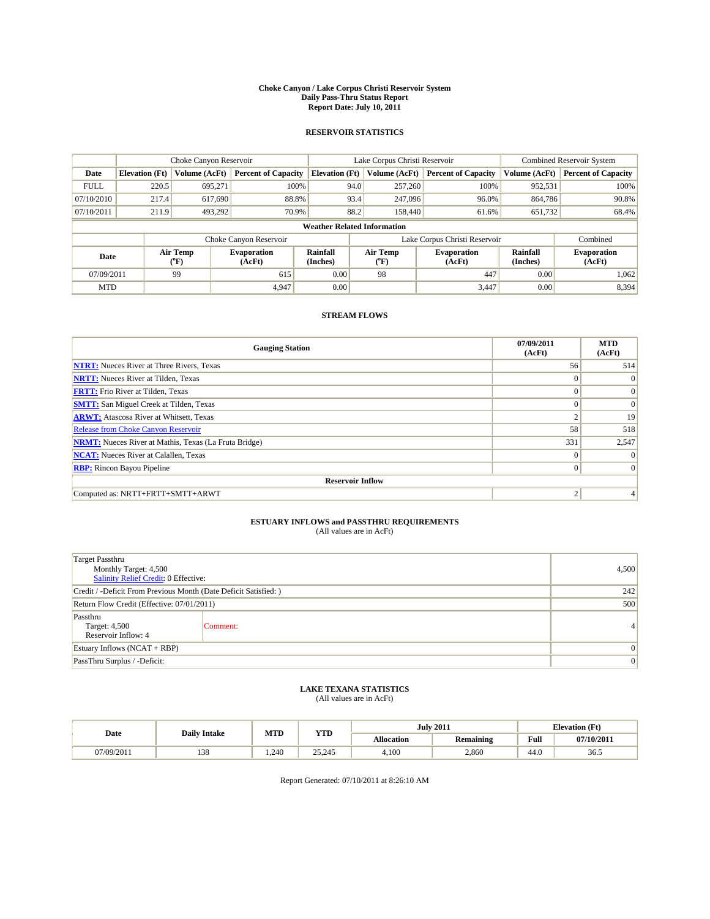# Choke Canyon / Lake Corpus Christi Reservoir System
## Daily Pass-Thru Status Report
## Report Date: July 10, 2011

### RESERVOIR STATISTICS

| | Choke Canyon Reservoir | | | Lake Corpus Christi Reservoir | | | Combined Reservoir System | |
|---|---|---|---|---|---|---|---|---|
| Date | Elevation (Ft) | Volume (AcFt) | Percent of Capacity | Elevation (Ft) | Volume (AcFt) | Percent of Capacity | Volume (AcFt) | Percent of Capacity |
| FULL | 220.5 | 695,271 | 100% | 94.0 | 257,260 | 100% | 952,531 | 100% |
| 07/10/2010 | 217.4 | 617,690 | 88.8% | 93.4 | 247,096 | 96.0% | 864,786 | 90.8% |
| 07/10/2011 | 211.9 | 493,292 | 70.9% | 88.2 | 158,440 | 61.6% | 651,732 | 68.4% |

**Weather Related Information**

| | Choke Canyon Reservoir | | | Lake Corpus Christi Reservoir | | | Combined |
|---|---|---|---|---|---|---|---|
| Date | Air Temp (°F) | Evaporation (AcFt) | Rainfall (Inches) | Air Temp (°F) | Evaporation (AcFt) | Rainfall (Inches) | Evaporation (AcFt) |
| 07/09/2011 | 99 | 615 | 0.00 | 98 | 447 | 0.00 | 1,062 |
| MTD | | 4,947 | 0.00 | | 3,447 | 0.00 | 8,394 |

### STREAM FLOWS

| Gauging Station | 07/09/2011 (AcFt) | MTD (AcFt) |
|---|---|---|
| NTRT: Nueces River at Three Rivers, Texas | 56 | 514 |
| NRTT: Nueces River at Tilden, Texas | 0 | 0 |
| FRTT: Frio River at Tilden, Texas | 0 | 0 |
| SMTT: San Miguel Creek at Tilden, Texas | 0 | 0 |
| ARWT: Atascosa River at Whitsett, Texas | 2 | 19 |
| Release from Choke Canyon Reservoir | 58 | 518 |
| NRMT: Nueces River at Mathis, Texas (La Fruta Bridge) | 331 | 2,547 |
| NCAT: Nueces River at Calallen, Texas | 0 | 0 |
| RBP: Rincon Bayou Pipeline | 0 | 0 |
| **Reservoir Inflow** | | |
| Computed as: NRTT+FRTT+SMTT+ARWT | 2 | 4 |

### ESTUARY INFLOWS and PASSTHRU REQUIREMENTS
(All values are in AcFt)

| | |
|---|---|
| Target Passthru<br>Monthly Target: 4,500<br>Salinity Relief Credit: 0 Effective: | 4,500 |
| Credit / -Deficit From Previous Month (Date Deficit Satisfied: ) | 242 |
| Return Flow Credit (Effective: 07/01/2011) | 500 |
| Passthru<br>Target: 4,500<br>Reservoir Inflow: 4 — Comment: | 4 |
| Estuary Inflows (NCAT + RBP) | 0 |
| PassThru Surplus / -Deficit: | 0 |

### LAKE TEXANA STATISTICS
(All values are in AcFt)

| Date | Daily Intake | MTD | YTD | July 2011 | | Elevation (Ft) | |
|---|---|---|---|---|---|---|---|
| | | | | Allocation | Remaining | Full | 07/10/2011 |
| 07/09/2011 | 138 | 1,240 | 25,245 | 4,100 | 2,860 | 44.0 | 36.5 |

Report Generated: 07/10/2011 at 8:26:10 AM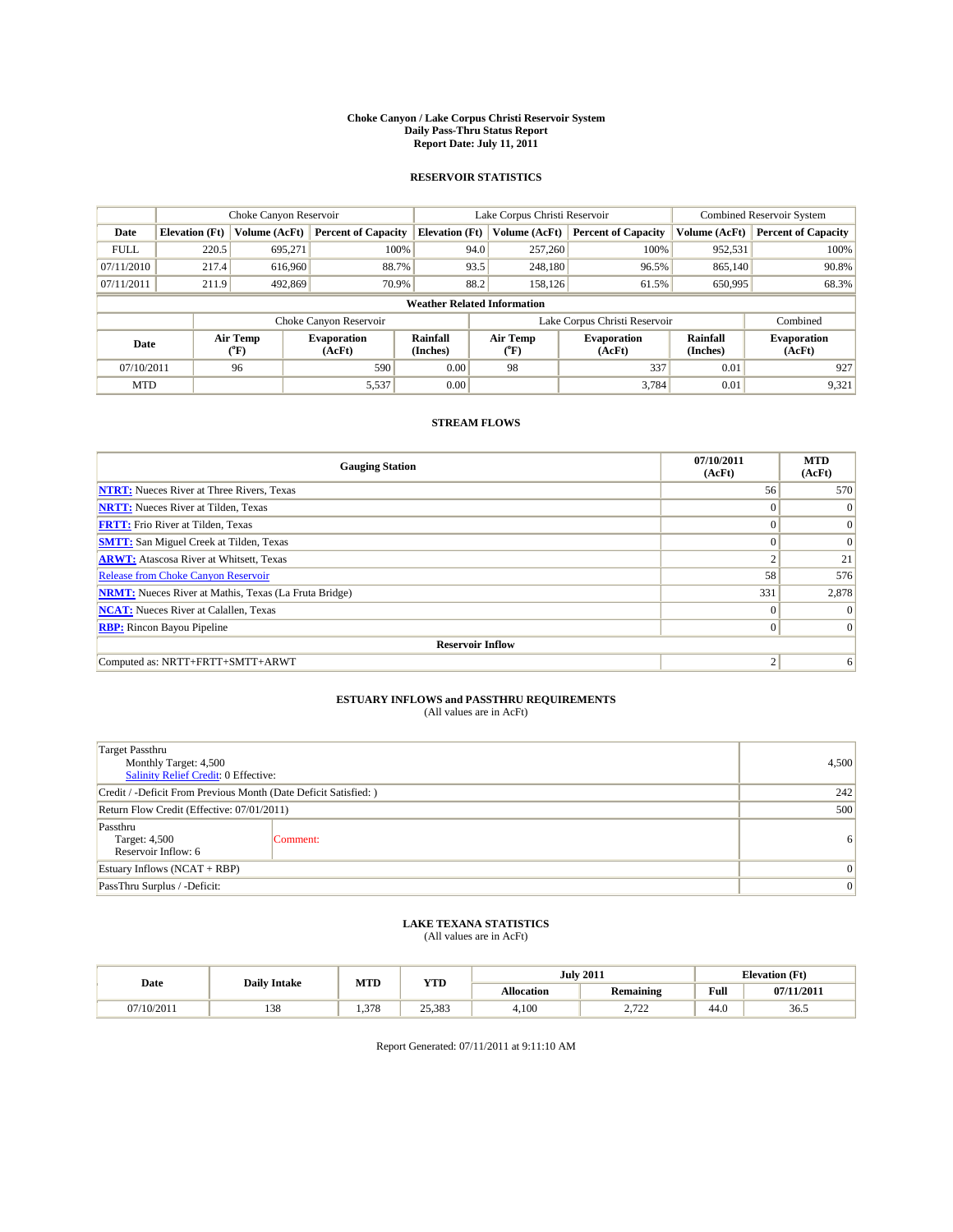# Choke Canyon / Lake Corpus Christi Reservoir System
## Daily Pass-Thru Status Report
### Report Date: July 11, 2011

## RESERVOIR STATISTICS

| | Choke Canyon Reservoir | | | Lake Corpus Christi Reservoir | | | Combined Reservoir System | |
|---|---|---|---|---|---|---|---|---|
| Date | Elevation (Ft) | Volume (AcFt) | Percent of Capacity | Elevation (Ft) | Volume (AcFt) | Percent of Capacity | Volume (AcFt) | Percent of Capacity |
| FULL | 220.5 | 695,271 | 100% | 94.0 | 257,260 | 100% | 952,531 | 100% |
| 07/11/2010 | 217.4 | 616,960 | 88.7% | 93.5 | 248,180 | 96.5% | 865,140 | 90.8% |
| 07/11/2011 | 211.9 | 492,869 | 70.9% | 88.2 | 158,126 | 61.5% | 650,995 | 68.3% |

**Weather Related Information**

| | Choke Canyon Reservoir | | | Lake Corpus Christi Reservoir | | | Combined |
|---|---|---|---|---|---|---|---|
| Date | Air Temp (°F) | Evaporation (AcFt) | Rainfall (Inches) | Air Temp (°F) | Evaporation (AcFt) | Rainfall (Inches) | Evaporation (AcFt) |
| 07/10/2011 | 96 | 590 | 0.00 | 98 | 337 | 0.01 | 927 |
| MTD | | 5,537 | 0.00 | | 3,784 | 0.01 | 9,321 |

## STREAM FLOWS

| Gauging Station | 07/10/2011 (AcFt) | MTD (AcFt) |
|---|---|---|
| **NTRT:** Nueces River at Three Rivers, Texas | 56 | 570 |
| **NRTT:** Nueces River at Tilden, Texas | 0 | 0 |
| **FRTT:** Frio River at Tilden, Texas | 0 | 0 |
| **SMTT:** San Miguel Creek at Tilden, Texas | 0 | 0 |
| **ARWT:** Atascosa River at Whitsett, Texas | 2 | 21 |
| Release from Choke Canyon Reservoir | 58 | 576 |
| **NRMT:** Nueces River at Mathis, Texas (La Fruta Bridge) | 331 | 2,878 |
| **NCAT:** Nueces River at Calallen, Texas | 0 | 0 |
| **RBP:** Rincon Bayou Pipeline | 0 | 0 |
| **Reservoir Inflow** | | |
| Computed as: NRTT+FRTT+SMTT+ARWT | 2 | 6 |

## ESTUARY INFLOWS and PASSTHRU REQUIREMENTS
(All values are in AcFt)

| | |
|---|---|
| Target Passthru<br>Monthly Target: 4,500<br>Salinity Relief Credit: 0 Effective: | 4,500 |
| Credit / -Deficit From Previous Month (Date Deficit Satisfied: ) | 242 |
| Return Flow Credit (Effective: 07/01/2011) | 500 |
| Passthru<br>Target: 4,500<br>Reservoir Inflow: 6 &nbsp;&nbsp; Comment: | 6 |
| Estuary Inflows (NCAT + RBP) | 0 |
| PassThru Surplus / -Deficit: | 0 |

## LAKE TEXANA STATISTICS
(All values are in AcFt)

| Date | Daily Intake | MTD | YTD | July 2011 | | Elevation (Ft) | |
|---|---|---|---|---|---|---|---|
| | | | | Allocation | Remaining | Full | 07/11/2011 |
| 07/10/2011 | 138 | 1,378 | 25,383 | 4,100 | 2,722 | 44.0 | 36.5 |

Report Generated: 07/11/2011 at 9:11:10 AM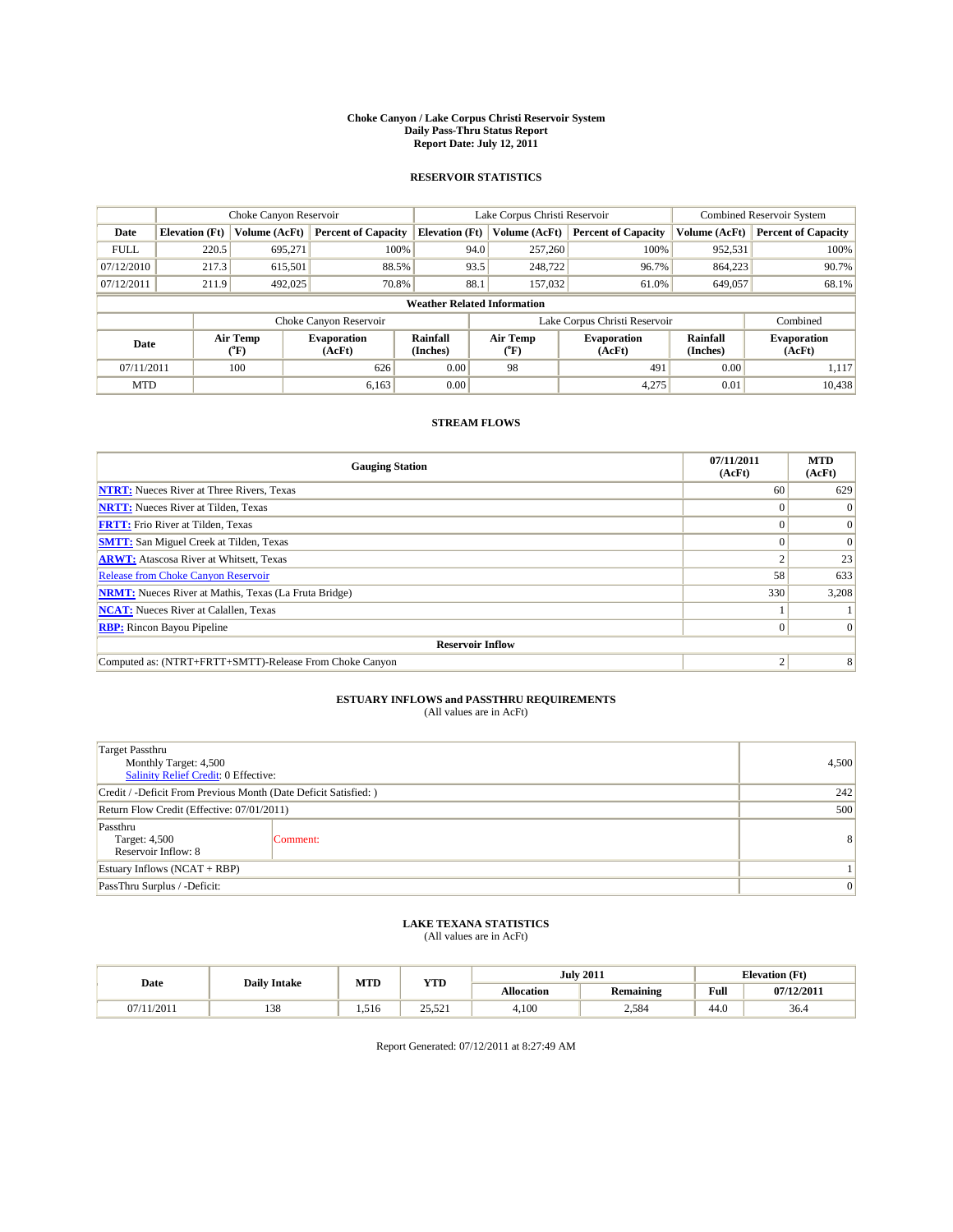# Choke Canyon / Lake Corpus Christi Reservoir System
## Daily Pass-Thru Status Report
### Report Date: July 12, 2011

## RESERVOIR STATISTICS

| | Choke Canyon Reservoir | | | Lake Corpus Christi Reservoir | | | Combined Reservoir System | |
|---|---|---|---|---|---|---|---|---|
| Date | Elevation (Ft) | Volume (AcFt) | Percent of Capacity | Elevation (Ft) | Volume (AcFt) | Percent of Capacity | Volume (AcFt) | Percent of Capacity |
| FULL | 220.5 | 695,271 | 100% | 94.0 | 257,260 | 100% | 952,531 | 100% |
| 07/12/2010 | 217.3 | 615,501 | 88.5% | 93.5 | 248,722 | 96.7% | 864,223 | 90.7% |
| 07/12/2011 | 211.9 | 492,025 | 70.8% | 88.1 | 157,032 | 61.0% | 649,057 | 68.1% |

**Weather Related Information**

| | Choke Canyon Reservoir | | | Lake Corpus Christi Reservoir | | | Combined |
|---|---|---|---|---|---|---|---|
| Date | Air Temp (°F) | Evaporation (AcFt) | Rainfall (Inches) | Air Temp (°F) | Evaporation (AcFt) | Rainfall (Inches) | Evaporation (AcFt) |
| 07/11/2011 | 100 | 626 | 0.00 | 98 | 491 | 0.00 | 1,117 |
| MTD | | 6,163 | 0.00 | | 4,275 | 0.01 | 10,438 |

## STREAM FLOWS

| Gauging Station | 07/11/2011 (AcFt) | MTD (AcFt) |
|---|---|---|
| NTRT: Nueces River at Three Rivers, Texas | 60 | 629 |
| NRTT: Nueces River at Tilden, Texas | 0 | 0 |
| FRTT: Frio River at Tilden, Texas | 0 | 0 |
| SMTT: San Miguel Creek at Tilden, Texas | 0 | 0 |
| ARWT: Atascosa River at Whitsett, Texas | 2 | 23 |
| Release from Choke Canyon Reservoir | 58 | 633 |
| NRMT: Nueces River at Mathis, Texas (La Fruta Bridge) | 330 | 3,208 |
| NCAT: Nueces River at Calallen, Texas | 1 | 1 |
| RBP: Rincon Bayou Pipeline | 0 | 0 |
| **Reservoir Inflow** | | |
| Computed as: (NTRT+FRTT+SMTT)-Release From Choke Canyon | 2 | 8 |

## ESTUARY INFLOWS and PASSTHRU REQUIREMENTS
(All values are in AcFt)

| | |
|---|---|
| Target Passthru<br>Monthly Target: 4,500<br>Salinity Relief Credit: 0 Effective: | 4,500 |
| Credit / -Deficit From Previous Month (Date Deficit Satisfied: ) | 242 |
| Return Flow Credit (Effective: 07/01/2011) | 500 |
| Passthru<br>Target: 4,500<br>Reservoir Inflow: 8 &nbsp;&nbsp;&nbsp; Comment: | 8 |
| Estuary Inflows (NCAT + RBP) | 1 |
| PassThru Surplus / -Deficit: | 0 |

## LAKE TEXANA STATISTICS
(All values are in AcFt)

| Date | Daily Intake | MTD | YTD | July 2011 | | Elevation (Ft) | |
|---|---|---|---|---|---|---|---|
| | | | | Allocation | Remaining | Full | 07/12/2011 |
| 07/11/2011 | 138 | 1,516 | 25,521 | 4,100 | 2,584 | 44.0 | 36.4 |

Report Generated: 07/12/2011 at 8:27:49 AM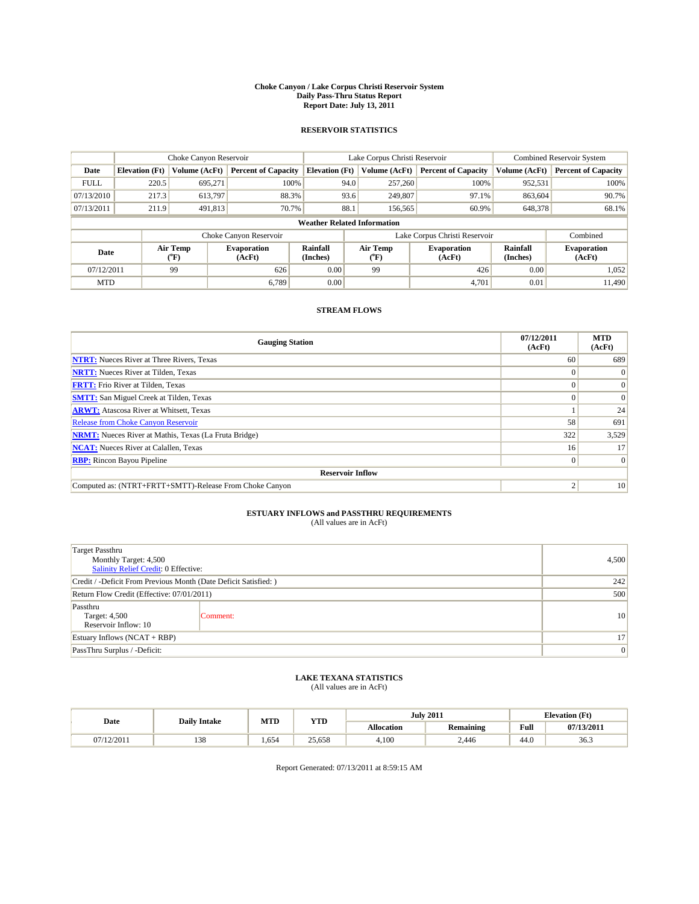# Choke Canyon / Lake Corpus Christi Reservoir System
## Daily Pass-Thru Status Report
## Report Date: July 13, 2011

### RESERVOIR STATISTICS

| | Choke Canyon Reservoir | | | Lake Corpus Christi Reservoir | | | Combined Reservoir System | |
|---|---|---|---|---|---|---|---|---|
| Date | Elevation (Ft) | Volume (AcFt) | Percent of Capacity | Elevation (Ft) | Volume (AcFt) | Percent of Capacity | Volume (AcFt) | Percent of Capacity |
| FULL | 220.5 | 695,271 | 100% | 94.0 | 257,260 | 100% | 952,531 | 100% |
| 07/13/2010 | 217.3 | 613,797 | 88.3% | 93.6 | 249,807 | 97.1% | 863,604 | 90.7% |
| 07/13/2011 | 211.9 | 491,813 | 70.7% | 88.1 | 156,565 | 60.9% | 648,378 | 68.1% |

**Weather Related Information**

| | Choke Canyon Reservoir | | | Lake Corpus Christi Reservoir | | | Combined |
|---|---|---|---|---|---|---|---|
| Date | Air Temp (°F) | Evaporation (AcFt) | Rainfall (Inches) | Air Temp (°F) | Evaporation (AcFt) | Rainfall (Inches) | Evaporation (AcFt) |
| 07/12/2011 | 99 | 626 | 0.00 | 99 | 426 | 0.00 | 1,052 |
| MTD | | 6,789 | 0.00 | | 4,701 | 0.01 | 11,490 |

### STREAM FLOWS

| Gauging Station | 07/12/2011 (AcFt) | MTD (AcFt) |
|---|---|---|
| NTRT: Nueces River at Three Rivers, Texas | 60 | 689 |
| NRTT: Nueces River at Tilden, Texas | 0 | 0 |
| FRTT: Frio River at Tilden, Texas | 0 | 0 |
| SMTT: San Miguel Creek at Tilden, Texas | 0 | 0 |
| ARWT: Atascosa River at Whitsett, Texas | 1 | 24 |
| Release from Choke Canyon Reservoir | 58 | 691 |
| NRMT: Nueces River at Mathis, Texas (La Fruta Bridge) | 322 | 3,529 |
| NCAT: Nueces River at Calallen, Texas | 16 | 17 |
| RBP: Rincon Bayou Pipeline | 0 | 0 |
| **Reservoir Inflow** | | |
| Computed as: (NTRT+FRTT+SMTT)-Release From Choke Canyon | 2 | 10 |

### ESTUARY INFLOWS and PASSTHRU REQUIREMENTS
(All values are in AcFt)

| | |
|---|---|
| Target Passthru<br>Monthly Target: 4,500<br>Salinity Relief Credit: 0 Effective: | 4,500 |
| Credit / -Deficit From Previous Month (Date Deficit Satisfied: ) | 242 |
| Return Flow Credit (Effective: 07/01/2011) | 500 |
| Passthru<br>Target: 4,500<br>Reservoir Inflow: 10 — Comment: | 10 |
| Estuary Inflows (NCAT + RBP) | 17 |
| PassThru Surplus / -Deficit: | 0 |

### LAKE TEXANA STATISTICS
(All values are in AcFt)

| Date | Daily Intake | MTD | YTD | July 2011 | | Elevation (Ft) | |
|---|---|---|---|---|---|---|---|
| | | | | Allocation | Remaining | Full | 07/13/2011 |
| 07/12/2011 | 138 | 1,654 | 25,658 | 4,100 | 2,446 | 44.0 | 36.3 |

Report Generated: 07/13/2011 at 8:59:15 AM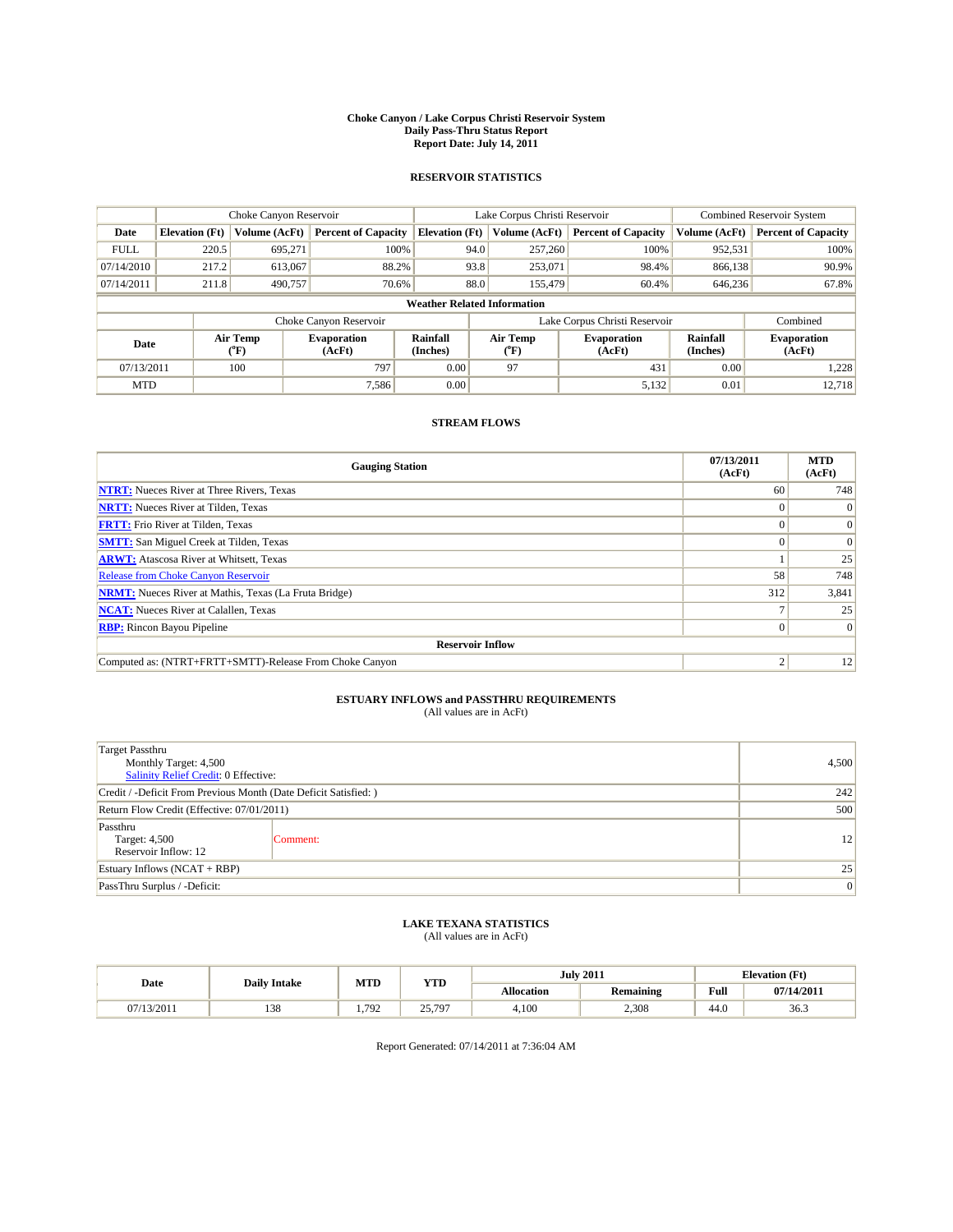# Choke Canyon / Lake Corpus Christi Reservoir System
## Daily Pass-Thru Status Report
### Report Date: July 14, 2011

## RESERVOIR STATISTICS

| | Choke Canyon Reservoir | | | Lake Corpus Christi Reservoir | | | Combined Reservoir System | |
|---|---|---|---|---|---|---|---|---|
| Date | Elevation (Ft) | Volume (AcFt) | Percent of Capacity | Elevation (Ft) | Volume (AcFt) | Percent of Capacity | Volume (AcFt) | Percent of Capacity |
| FULL | 220.5 | 695,271 | 100% | 94.0 | 257,260 | 100% | 952,531 | 100% |
| 07/14/2010 | 217.2 | 613,067 | 88.2% | 93.8 | 253,071 | 98.4% | 866,138 | 90.9% |
| 07/14/2011 | 211.8 | 490,757 | 70.6% | 88.0 | 155,479 | 60.4% | 646,236 | 67.8% |

**Weather Related Information**

| | Choke Canyon Reservoir | | | Lake Corpus Christi Reservoir | | | Combined |
|---|---|---|---|---|---|---|---|
| Date | Air Temp (°F) | Evaporation (AcFt) | Rainfall (Inches) | Air Temp (°F) | Evaporation (AcFt) | Rainfall (Inches) | Evaporation (AcFt) |
| 07/13/2011 | 100 | 797 | 0.00 | 97 | 431 | 0.00 | 1,228 |
| MTD | | 7,586 | 0.00 | | 5,132 | 0.01 | 12,718 |

## STREAM FLOWS

| Gauging Station | 07/13/2011 (AcFt) | MTD (AcFt) |
|---|---|---|
| **NTRT:** Nueces River at Three Rivers, Texas | 60 | 748 |
| **NRTT:** Nueces River at Tilden, Texas | 0 | 0 |
| **FRTT:** Frio River at Tilden, Texas | 0 | 0 |
| **SMTT:** San Miguel Creek at Tilden, Texas | 0 | 0 |
| **ARWT:** Atascosa River at Whitsett, Texas | 1 | 25 |
| Release from Choke Canyon Reservoir | 58 | 748 |
| **NRMT:** Nueces River at Mathis, Texas (La Fruta Bridge) | 312 | 3,841 |
| **NCAT:** Nueces River at Calallen, Texas | 7 | 25 |
| **RBP:** Rincon Bayou Pipeline | 0 | 0 |
| **Reservoir Inflow** | | |
| Computed as: (NTRT+FRTT+SMTT)-Release From Choke Canyon | 2 | 12 |

## ESTUARY INFLOWS and PASSTHRU REQUIREMENTS
(All values are in AcFt)

| | |
|---|---|
| Target Passthru<br>Monthly Target: 4,500<br>Salinity Relief Credit: 0 Effective: | 4,500 |
| Credit / -Deficit From Previous Month (Date Deficit Satisfied: ) | 242 |
| Return Flow Credit (Effective: 07/01/2011) | 500 |
| Passthru<br>Target: 4,500<br>Reservoir Inflow: 12<br>Comment: | 12 |
| Estuary Inflows (NCAT + RBP) | 25 |
| PassThru Surplus / -Deficit: | 0 |

## LAKE TEXANA STATISTICS
(All values are in AcFt)

| Date | Daily Intake | MTD | YTD | July 2011 | | Elevation (Ft) | |
|---|---|---|---|---|---|---|---|
| | | | | Allocation | Remaining | Full | 07/14/2011 |
| 07/13/2011 | 138 | 1,792 | 25,797 | 4,100 | 2,308 | 44.0 | 36.3 |

Report Generated: 07/14/2011 at 7:36:04 AM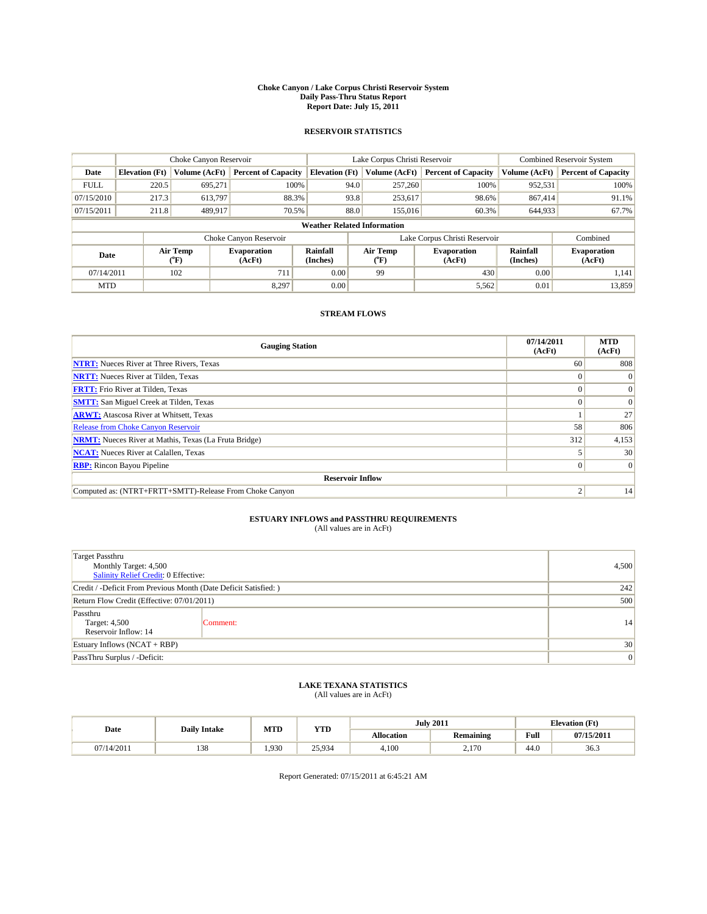# Choke Canyon / Lake Corpus Christi Reservoir System
## Daily Pass-Thru Status Report
### Report Date: July 15, 2011

## RESERVOIR STATISTICS

| | Choke Canyon Reservoir | | | Lake Corpus Christi Reservoir | | | Combined Reservoir System | |
|---|---|---|---|---|---|---|---|---|
| Date | Elevation (Ft) | Volume (AcFt) | Percent of Capacity | Elevation (Ft) | Volume (AcFt) | Percent of Capacity | Volume (AcFt) | Percent of Capacity |
| FULL | 220.5 | 695,271 | 100% | 94.0 | 257,260 | 100% | 952,531 | 100% |
| 07/15/2010 | 217.3 | 613,797 | 88.3% | 93.8 | 253,617 | 98.6% | 867,414 | 91.1% |
| 07/15/2011 | 211.8 | 489,917 | 70.5% | 88.0 | 155,016 | 60.3% | 644,933 | 67.7% |

**Weather Related Information**

| | Choke Canyon Reservoir | | | Lake Corpus Christi Reservoir | | | Combined |
|---|---|---|---|---|---|---|---|
| Date | Air Temp (°F) | Evaporation (AcFt) | Rainfall (Inches) | Air Temp (°F) | Evaporation (AcFt) | Rainfall (Inches) | Evaporation (AcFt) |
| 07/14/2011 | 102 | 711 | 0.00 | 99 | 430 | 0.00 | 1,141 |
| MTD | | 8,297 | 0.00 | | 5,562 | 0.01 | 13,859 |

## STREAM FLOWS

| Gauging Station | 07/14/2011 (AcFt) | MTD (AcFt) |
|---|---|---|
| NTRT: Nueces River at Three Rivers, Texas | 60 | 808 |
| NRTT: Nueces River at Tilden, Texas | 0 | 0 |
| FRTT: Frio River at Tilden, Texas | 0 | 0 |
| SMTT: San Miguel Creek at Tilden, Texas | 0 | 0 |
| ARWT: Atascosa River at Whitsett, Texas | 1 | 27 |
| Release from Choke Canyon Reservoir | 58 | 806 |
| NRMT: Nueces River at Mathis, Texas (La Fruta Bridge) | 312 | 4,153 |
| NCAT: Nueces River at Calallen, Texas | 5 | 30 |
| RBP: Rincon Bayou Pipeline | 0 | 0 |
| **Reservoir Inflow** | | |
| Computed as: (NTRT+FRTT+SMTT)-Release From Choke Canyon | 2 | 14 |

## ESTUARY INFLOWS and PASSTHRU REQUIREMENTS
(All values are in AcFt)

| | |
|---|---|
| Target Passthru<br>Monthly Target: 4,500<br>Salinity Relief Credit: 0 Effective: | 4,500 |
| Credit / -Deficit From Previous Month (Date Deficit Satisfied: ) | 242 |
| Return Flow Credit (Effective: 07/01/2011) | 500 |
| Passthru<br>Target: 4,500<br>Reservoir Inflow: 14 — Comment: | 14 |
| Estuary Inflows (NCAT + RBP) | 30 |
| PassThru Surplus / -Deficit: | 0 |

## LAKE TEXANA STATISTICS
(All values are in AcFt)

| Date | Daily Intake | MTD | YTD | July 2011 | | Elevation (Ft) | |
|---|---|---|---|---|---|---|---|
| | | | | Allocation | Remaining | Full | 07/15/2011 |
| 07/14/2011 | 138 | 1,930 | 25,934 | 4,100 | 2,170 | 44.0 | 36.3 |

Report Generated: 07/15/2011 at 6:45:21 AM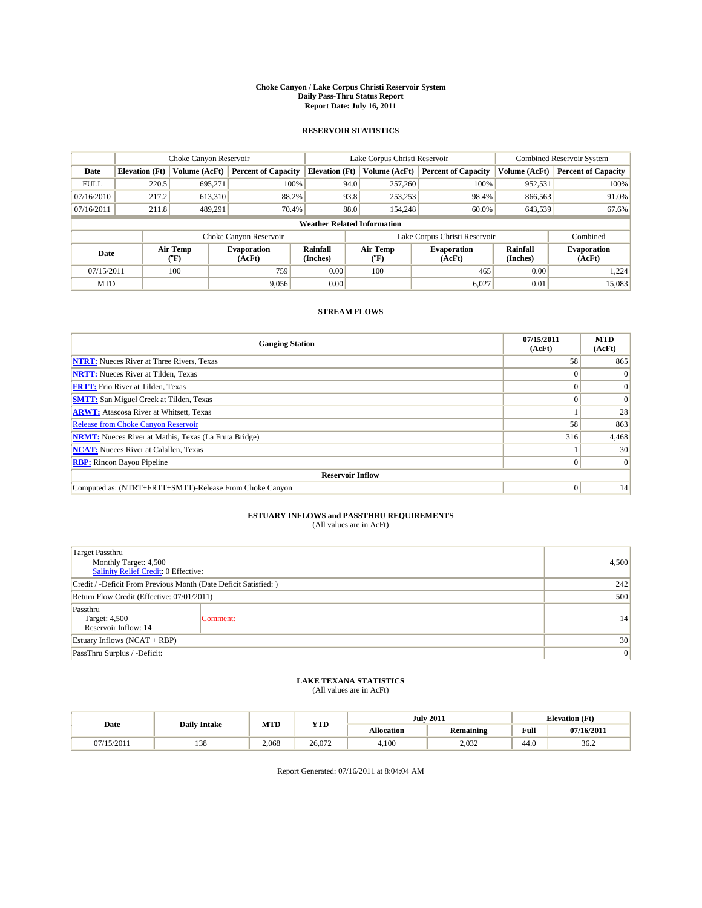# Choke Canyon / Lake Corpus Christi Reservoir System
## Daily Pass-Thru Status Report
## Report Date: July 16, 2011

### RESERVOIR STATISTICS

| | Choke Canyon Reservoir | | | Lake Corpus Christi Reservoir | | | Combined Reservoir System | |
|---|---|---|---|---|---|---|---|---|
| Date | Elevation (Ft) | Volume (AcFt) | Percent of Capacity | Elevation (Ft) | Volume (AcFt) | Percent of Capacity | Volume (AcFt) | Percent of Capacity |
| FULL | 220.5 | 695,271 | 100% | 94.0 | 257,260 | 100% | 952,531 | 100% |
| 07/16/2010 | 217.2 | 613,310 | 88.2% | 93.8 | 253,253 | 98.4% | 866,563 | 91.0% |
| 07/16/2011 | 211.8 | 489,291 | 70.4% | 88.0 | 154,248 | 60.0% | 643,539 | 67.6% |

**Weather Related Information**

| | Choke Canyon Reservoir | | | Lake Corpus Christi Reservoir | | | Combined |
|---|---|---|---|---|---|---|---|
| Date | Air Temp (°F) | Evaporation (AcFt) | Rainfall (Inches) | Air Temp (°F) | Evaporation (AcFt) | Rainfall (Inches) | Evaporation (AcFt) |
| 07/15/2011 | 100 | 759 | 0.00 | 100 | 465 | 0.00 | 1,224 |
| MTD | | 9,056 | 0.00 | | 6,027 | 0.01 | 15,083 |

### STREAM FLOWS

| Gauging Station | 07/15/2011 (AcFt) | MTD (AcFt) |
|---|---|---|
| NTRT: Nueces River at Three Rivers, Texas | 58 | 865 |
| NRTT: Nueces River at Tilden, Texas | 0 | 0 |
| FRTT: Frio River at Tilden, Texas | 0 | 0 |
| SMTT: San Miguel Creek at Tilden, Texas | 0 | 0 |
| ARWT: Atascosa River at Whitsett, Texas | 1 | 28 |
| Release from Choke Canyon Reservoir | 58 | 863 |
| NRMT: Nueces River at Mathis, Texas (La Fruta Bridge) | 316 | 4,468 |
| NCAT: Nueces River at Calallen, Texas | 1 | 30 |
| RBP: Rincon Bayou Pipeline | 0 | 0 |
| **Reservoir Inflow** | | |
| Computed as: (NTRT+FRTT+SMTT)-Release From Choke Canyon | 0 | 14 |

### ESTUARY INFLOWS and PASSTHRU REQUIREMENTS
(All values are in AcFt)

| | |
|---|---|
| Target Passthru<br>Monthly Target: 4,500<br>Salinity Relief Credit: 0 Effective: | 4,500 |
| Credit / -Deficit From Previous Month (Date Deficit Satisfied: ) | 242 |
| Return Flow Credit (Effective: 07/01/2011) | 500 |
| Passthru<br>Target: 4,500<br>Reservoir Inflow: 14 — Comment: | 14 |
| Estuary Inflows (NCAT + RBP) | 30 |
| PassThru Surplus / -Deficit: | 0 |

### LAKE TEXANA STATISTICS
(All values are in AcFt)

| Date | Daily Intake | MTD | YTD | July 2011 | | Elevation (Ft) | |
|---|---|---|---|---|---|---|---|
| | | | | Allocation | Remaining | Full | 07/16/2011 |
| 07/15/2011 | 138 | 2,068 | 26,072 | 4,100 | 2,032 | 44.0 | 36.2 |

Report Generated: 07/16/2011 at 8:04:04 AM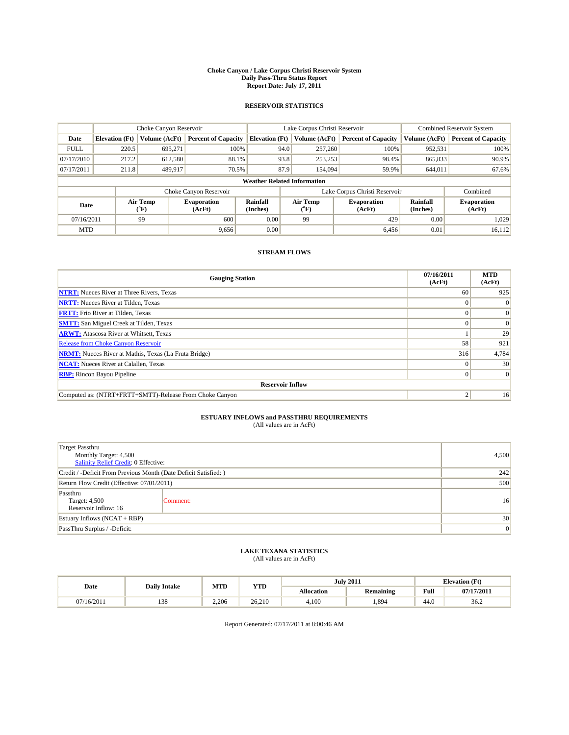# Choke Canyon / Lake Corpus Christi Reservoir System
## Daily Pass-Thru Status Report
### Report Date: July 17, 2011

## RESERVOIR STATISTICS

| | Choke Canyon Reservoir | | | Lake Corpus Christi Reservoir | | | Combined Reservoir System | |
|---|---|---|---|---|---|---|---|---|
| Date | Elevation (Ft) | Volume (AcFt) | Percent of Capacity | Elevation (Ft) | Volume (AcFt) | Percent of Capacity | Volume (AcFt) | Percent of Capacity |
| FULL | 220.5 | 695,271 | 100% | 94.0 | 257,260 | 100% | 952,531 | 100% |
| 07/17/2010 | 217.2 | 612,580 | 88.1% | 93.8 | 253,253 | 98.4% | 865,833 | 90.9% |
| 07/17/2011 | 211.8 | 489,917 | 70.5% | 87.9 | 154,094 | 59.9% | 644,011 | 67.6% |

**Weather Related Information**

| | Choke Canyon Reservoir | | | Lake Corpus Christi Reservoir | | | Combined |
|---|---|---|---|---|---|---|---|
| Date | Air Temp (°F) | Evaporation (AcFt) | Rainfall (Inches) | Air Temp (°F) | Evaporation (AcFt) | Rainfall (Inches) | Evaporation (AcFt) |
| 07/16/2011 | 99 | 600 | 0.00 | 99 | 429 | 0.00 | 1,029 |
| MTD | | 9,656 | 0.00 | | 6,456 | 0.01 | 16,112 |

## STREAM FLOWS

| Gauging Station | 07/16/2011 (AcFt) | MTD (AcFt) |
|---|---|---|
| **NTRT:** Nueces River at Three Rivers, Texas | 60 | 925 |
| **NRTT:** Nueces River at Tilden, Texas | 0 | 0 |
| **FRTT:** Frio River at Tilden, Texas | 0 | 0 |
| **SMTT:** San Miguel Creek at Tilden, Texas | 0 | 0 |
| **ARWT:** Atascosa River at Whitsett, Texas | 1 | 29 |
| Release from Choke Canyon Reservoir | 58 | 921 |
| **NRMT:** Nueces River at Mathis, Texas (La Fruta Bridge) | 316 | 4,784 |
| **NCAT:** Nueces River at Calallen, Texas | 0 | 30 |
| **RBP:** Rincon Bayou Pipeline | 0 | 0 |
| **Reservoir Inflow** | | |
| Computed as: (NTRT+FRTT+SMTT)-Release From Choke Canyon | 2 | 16 |

## ESTUARY INFLOWS and PASSTHRU REQUIREMENTS
(All values are in AcFt)

| | |
|---|---|
| Target Passthru<br>Monthly Target: 4,500<br>Salinity Relief Credit: 0 Effective: | 4,500 |
| Credit / -Deficit From Previous Month (Date Deficit Satisfied: ) | 242 |
| Return Flow Credit (Effective: 07/01/2011) | 500 |
| Passthru<br>Target: 4,500<br>Reservoir Inflow: 16 &nbsp;&nbsp; Comment: | 16 |
| Estuary Inflows (NCAT + RBP) | 30 |
| PassThru Surplus / -Deficit: | 0 |

## LAKE TEXANA STATISTICS
(All values are in AcFt)

| Date | Daily Intake | MTD | YTD | July 2011 | | Elevation (Ft) | |
|---|---|---|---|---|---|---|---|
| | | | | Allocation | Remaining | Full | 07/17/2011 |
| 07/16/2011 | 138 | 2,206 | 26,210 | 4,100 | 1,894 | 44.0 | 36.2 |

Report Generated: 07/17/2011 at 8:00:46 AM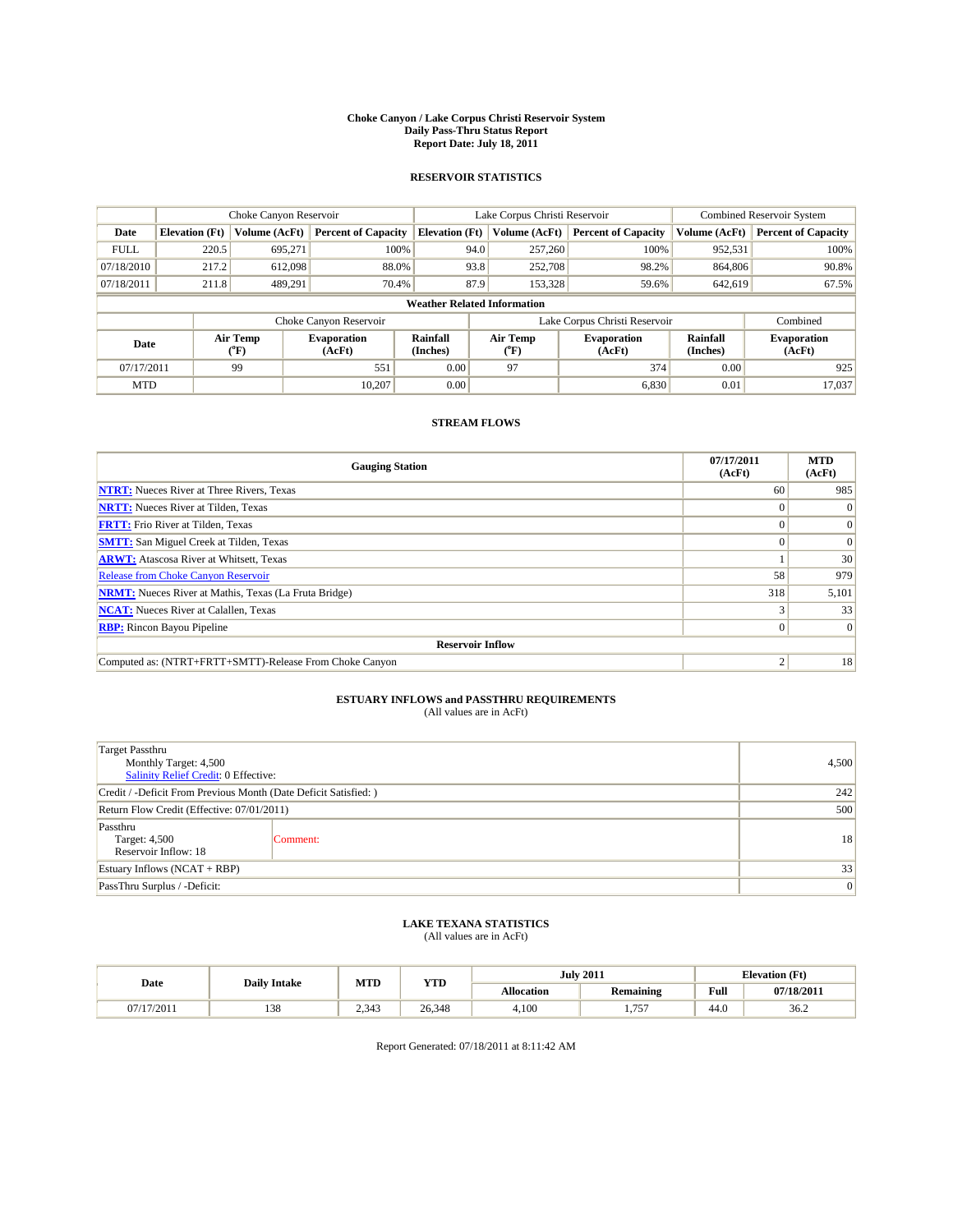# Choke Canyon / Lake Corpus Christi Reservoir System
## Daily Pass-Thru Status Report
### Report Date: July 18, 2011

## RESERVOIR STATISTICS

| | Choke Canyon Reservoir | | | Lake Corpus Christi Reservoir | | | Combined Reservoir System | |
|---|---|---|---|---|---|---|---|---|
| Date | Elevation (Ft) | Volume (AcFt) | Percent of Capacity | Elevation (Ft) | Volume (AcFt) | Percent of Capacity | Volume (AcFt) | Percent of Capacity |
| FULL | 220.5 | 695,271 | 100% | 94.0 | 257,260 | 100% | 952,531 | 100% |
| 07/18/2010 | 217.2 | 612,098 | 88.0% | 93.8 | 252,708 | 98.2% | 864,806 | 90.8% |
| 07/18/2011 | 211.8 | 489,291 | 70.4% | 87.9 | 153,328 | 59.6% | 642,619 | 67.5% |

**Weather Related Information**

| | Choke Canyon Reservoir | | | Lake Corpus Christi Reservoir | | | Combined |
|---|---|---|---|---|---|---|---|
| Date | Air Temp (°F) | Evaporation (AcFt) | Rainfall (Inches) | Air Temp (°F) | Evaporation (AcFt) | Rainfall (Inches) | Evaporation (AcFt) |
| 07/17/2011 | 99 | 551 | 0.00 | 97 | 374 | 0.00 | 925 |
| MTD | | 10,207 | 0.00 | | 6,830 | 0.01 | 17,037 |

## STREAM FLOWS

| Gauging Station | 07/17/2011 (AcFt) | MTD (AcFt) |
|---|---|---|
| **NTRT:** Nueces River at Three Rivers, Texas | 60 | 985 |
| **NRTT:** Nueces River at Tilden, Texas | 0 | 0 |
| **FRTT:** Frio River at Tilden, Texas | 0 | 0 |
| **SMTT:** San Miguel Creek at Tilden, Texas | 0 | 0 |
| **ARWT:** Atascosa River at Whitsett, Texas | 1 | 30 |
| Release from Choke Canyon Reservoir | 58 | 979 |
| **NRMT:** Nueces River at Mathis, Texas (La Fruta Bridge) | 318 | 5,101 |
| **NCAT:** Nueces River at Calallen, Texas | 3 | 33 |
| **RBP:** Rincon Bayou Pipeline | 0 | 0 |
| **Reservoir Inflow** | | |
| Computed as: (NTRT+FRTT+SMTT)-Release From Choke Canyon | 2 | 18 |

## ESTUARY INFLOWS and PASSTHRU REQUIREMENTS
(All values are in AcFt)

| | |
|---|---|
| Target Passthru<br>Monthly Target: 4,500<br>Salinity Relief Credit: 0 Effective: | 4,500 |
| Credit / -Deficit From Previous Month (Date Deficit Satisfied: ) | 242 |
| Return Flow Credit (Effective: 07/01/2011) | 500 |
| Passthru<br>Target: 4,500<br>Reservoir Inflow: 18 — Comment: | 18 |
| Estuary Inflows (NCAT + RBP) | 33 |
| PassThru Surplus / -Deficit: | 0 |

## LAKE TEXANA STATISTICS
(All values are in AcFt)

| Date | Daily Intake | MTD | YTD | July 2011 | | Elevation (Ft) | |
|---|---|---|---|---|---|---|---|
| | | | | Allocation | Remaining | Full | 07/18/2011 |
| 07/17/2011 | 138 | 2,343 | 26,348 | 4,100 | 1,757 | 44.0 | 36.2 |

Report Generated: 07/18/2011 at 8:11:42 AM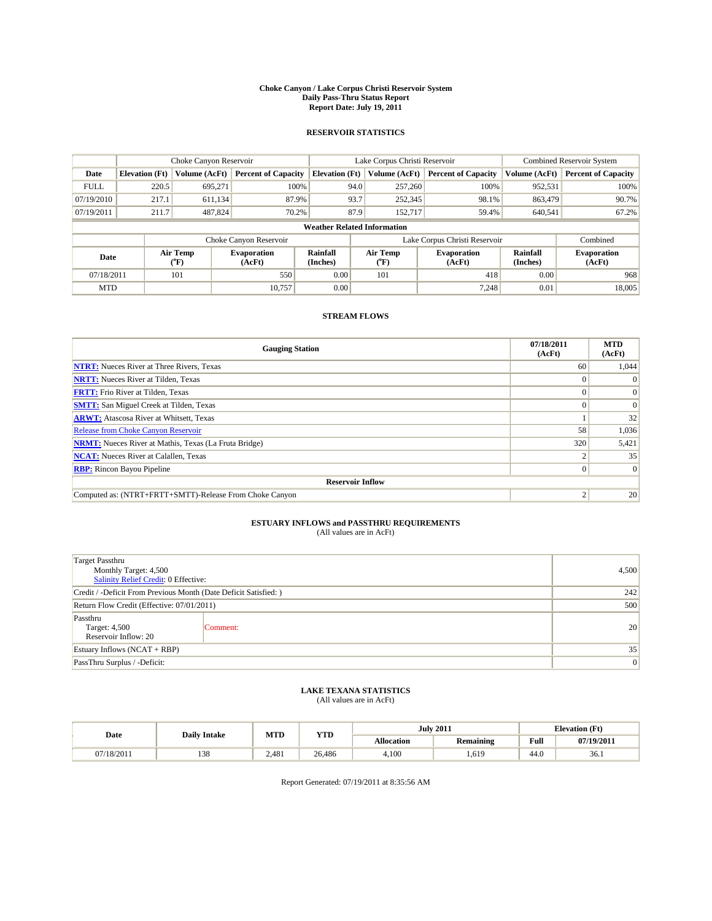# Choke Canyon / Lake Corpus Christi Reservoir System
## Daily Pass-Thru Status Report
## Report Date: July 19, 2011

### RESERVOIR STATISTICS

| | Choke Canyon Reservoir | | | Lake Corpus Christi Reservoir | | | Combined Reservoir System | |
|---|---|---|---|---|---|---|---|---|
| Date | Elevation (Ft) | Volume (AcFt) | Percent of Capacity | Elevation (Ft) | Volume (AcFt) | Percent of Capacity | Volume (AcFt) | Percent of Capacity |
| FULL | 220.5 | 695,271 | 100% | 94.0 | 257,260 | 100% | 952,531 | 100% |
| 07/19/2010 | 217.1 | 611,134 | 87.9% | 93.7 | 252,345 | 98.1% | 863,479 | 90.7% |
| 07/19/2011 | 211.7 | 487,824 | 70.2% | 87.9 | 152,717 | 59.4% | 640,541 | 67.2% |

**Weather Related Information**

| | Choke Canyon Reservoir | | | Lake Corpus Christi Reservoir | | | Combined |
|---|---|---|---|---|---|---|---|
| Date | Air Temp (°F) | Evaporation (AcFt) | Rainfall (Inches) | Air Temp (°F) | Evaporation (AcFt) | Rainfall (Inches) | Evaporation (AcFt) |
| 07/18/2011 | 101 | 550 | 0.00 | 101 | 418 | 0.00 | 968 |
| MTD | | 10,757 | 0.00 | | 7,248 | 0.01 | 18,005 |

### STREAM FLOWS

| Gauging Station | 07/18/2011 (AcFt) | MTD (AcFt) |
|---|---|---|
| NTRT: Nueces River at Three Rivers, Texas | 60 | 1,044 |
| NRTT: Nueces River at Tilden, Texas | 0 | 0 |
| FRTT: Frio River at Tilden, Texas | 0 | 0 |
| SMTT: San Miguel Creek at Tilden, Texas | 0 | 0 |
| ARWT: Atascosa River at Whitsett, Texas | 1 | 32 |
| Release from Choke Canyon Reservoir | 58 | 1,036 |
| NRMT: Nueces River at Mathis, Texas (La Fruta Bridge) | 320 | 5,421 |
| NCAT: Nueces River at Calallen, Texas | 2 | 35 |
| RBP: Rincon Bayou Pipeline | 0 | 0 |
| **Reservoir Inflow** | | |
| Computed as: (NTRT+FRTT+SMTT)-Release From Choke Canyon | 2 | 20 |

### ESTUARY INFLOWS and PASSTHRU REQUIREMENTS
(All values are in AcFt)

| | |
|---|---|
| Target Passthru<br>Monthly Target: 4,500<br>Salinity Relief Credit: 0 Effective: | 4,500 |
| Credit / -Deficit From Previous Month (Date Deficit Satisfied: ) | 242 |
| Return Flow Credit (Effective: 07/01/2011) | 500 |
| Passthru<br>Target: 4,500<br>Reservoir Inflow: 20 &nbsp;&nbsp; Comment: | 20 |
| Estuary Inflows (NCAT + RBP) | 35 |
| PassThru Surplus / -Deficit: | 0 |

### LAKE TEXANA STATISTICS
(All values are in AcFt)

| Date | Daily Intake | MTD | YTD | July 2011 | | Elevation (Ft) | |
|---|---|---|---|---|---|---|---|
| | | | | Allocation | Remaining | Full | 07/19/2011 |
| 07/18/2011 | 138 | 2,481 | 26,486 | 4,100 | 1,619 | 44.0 | 36.1 |

Report Generated: 07/19/2011 at 8:35:56 AM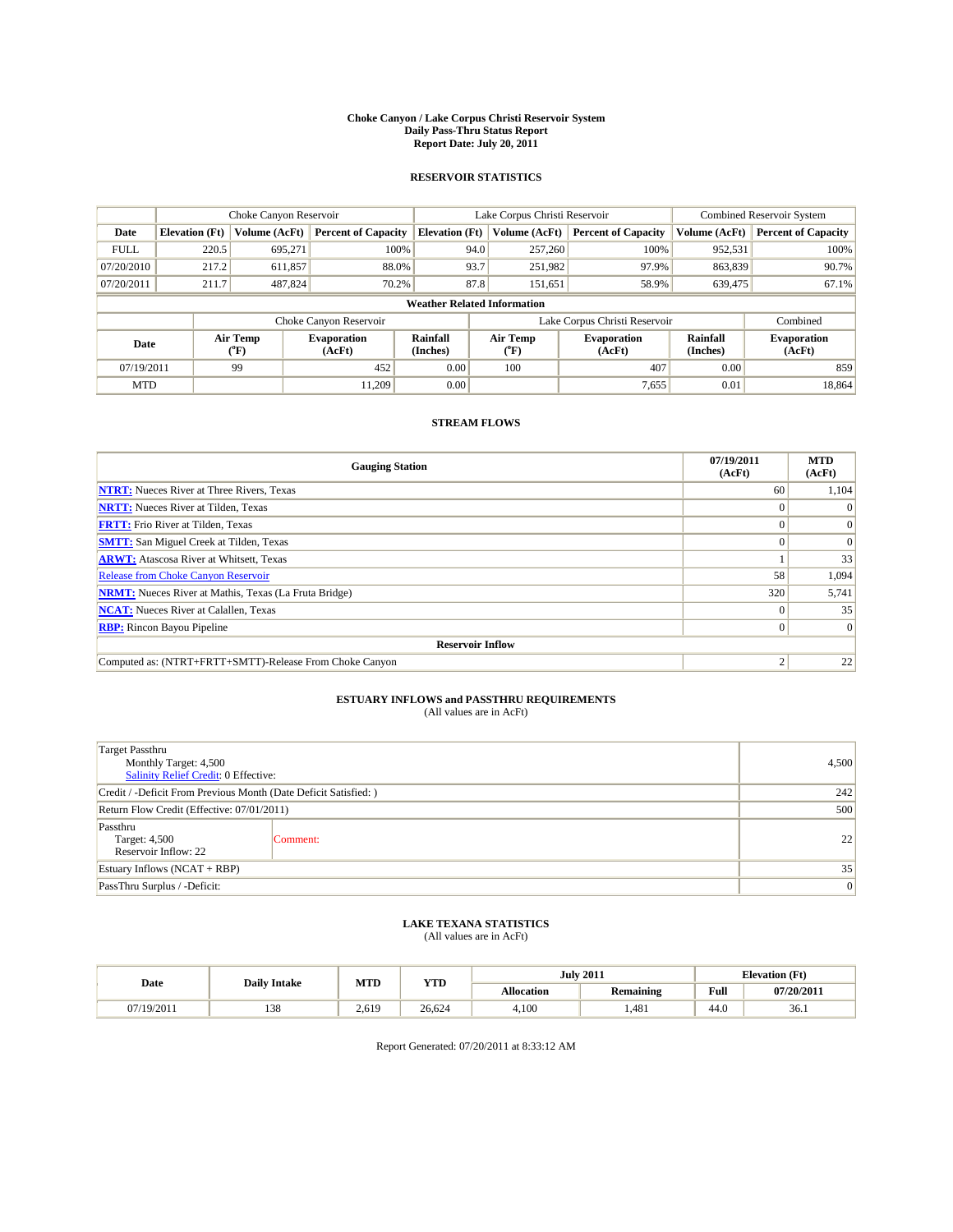# Choke Canyon / Lake Corpus Christi Reservoir System
## Daily Pass-Thru Status Report
## Report Date: July 20, 2011

### RESERVOIR STATISTICS

| | Choke Canyon Reservoir | | | Lake Corpus Christi Reservoir | | | Combined Reservoir System | |
|---|---|---|---|---|---|---|---|---|
| Date | Elevation (Ft) | Volume (AcFt) | Percent of Capacity | Elevation (Ft) | Volume (AcFt) | Percent of Capacity | Volume (AcFt) | Percent of Capacity |
| FULL | 220.5 | 695,271 | 100% | 94.0 | 257,260 | 100% | 952,531 | 100% |
| 07/20/2010 | 217.2 | 611,857 | 88.0% | 93.7 | 251,982 | 97.9% | 863,839 | 90.7% |
| 07/20/2011 | 211.7 | 487,824 | 70.2% | 87.8 | 151,651 | 58.9% | 639,475 | 67.1% |

**Weather Related Information**

| | Choke Canyon Reservoir | | | Lake Corpus Christi Reservoir | | | Combined |
|---|---|---|---|---|---|---|---|
| Date | Air Temp (°F) | Evaporation (AcFt) | Rainfall (Inches) | Air Temp (°F) | Evaporation (AcFt) | Rainfall (Inches) | Evaporation (AcFt) |
| 07/19/2011 | 99 | 452 | 0.00 | 100 | 407 | 0.00 | 859 |
| MTD | | 11,209 | 0.00 | | 7,655 | 0.01 | 18,864 |

### STREAM FLOWS

| Gauging Station | 07/19/2011 (AcFt) | MTD (AcFt) |
|---|---|---|
| NTRT: Nueces River at Three Rivers, Texas | 60 | 1,104 |
| NRTT: Nueces River at Tilden, Texas | 0 | 0 |
| FRTT: Frio River at Tilden, Texas | 0 | 0 |
| SMTT: San Miguel Creek at Tilden, Texas | 0 | 0 |
| ARWT: Atascosa River at Whitsett, Texas | 1 | 33 |
| Release from Choke Canyon Reservoir | 58 | 1,094 |
| NRMT: Nueces River at Mathis, Texas (La Fruta Bridge) | 320 | 5,741 |
| NCAT: Nueces River at Calallen, Texas | 0 | 35 |
| RBP: Rincon Bayou Pipeline | 0 | 0 |
| **Reservoir Inflow** | | |
| Computed as: (NTRT+FRTT+SMTT)-Release From Choke Canyon | 2 | 22 |

### ESTUARY INFLOWS and PASSTHRU REQUIREMENTS
(All values are in AcFt)

| | |
|---|---|
| Target Passthru<br>Monthly Target: 4,500<br>Salinity Relief Credit: 0 Effective: | 4,500 |
| Credit / -Deficit From Previous Month (Date Deficit Satisfied: ) | 242 |
| Return Flow Credit (Effective: 07/01/2011) | 500 |
| Passthru<br>Target: 4,500<br>Reservoir Inflow: 22 — Comment: | 22 |
| Estuary Inflows (NCAT + RBP) | 35 |
| PassThru Surplus / -Deficit: | 0 |

### LAKE TEXANA STATISTICS
(All values are in AcFt)

| Date | Daily Intake | MTD | YTD | July 2011 | | Elevation (Ft) | |
|---|---|---|---|---|---|---|---|
| | | | | Allocation | Remaining | Full | 07/20/2011 |
| 07/19/2011 | 138 | 2,619 | 26,624 | 4,100 | 1,481 | 44.0 | 36.1 |

Report Generated: 07/20/2011 at 8:33:12 AM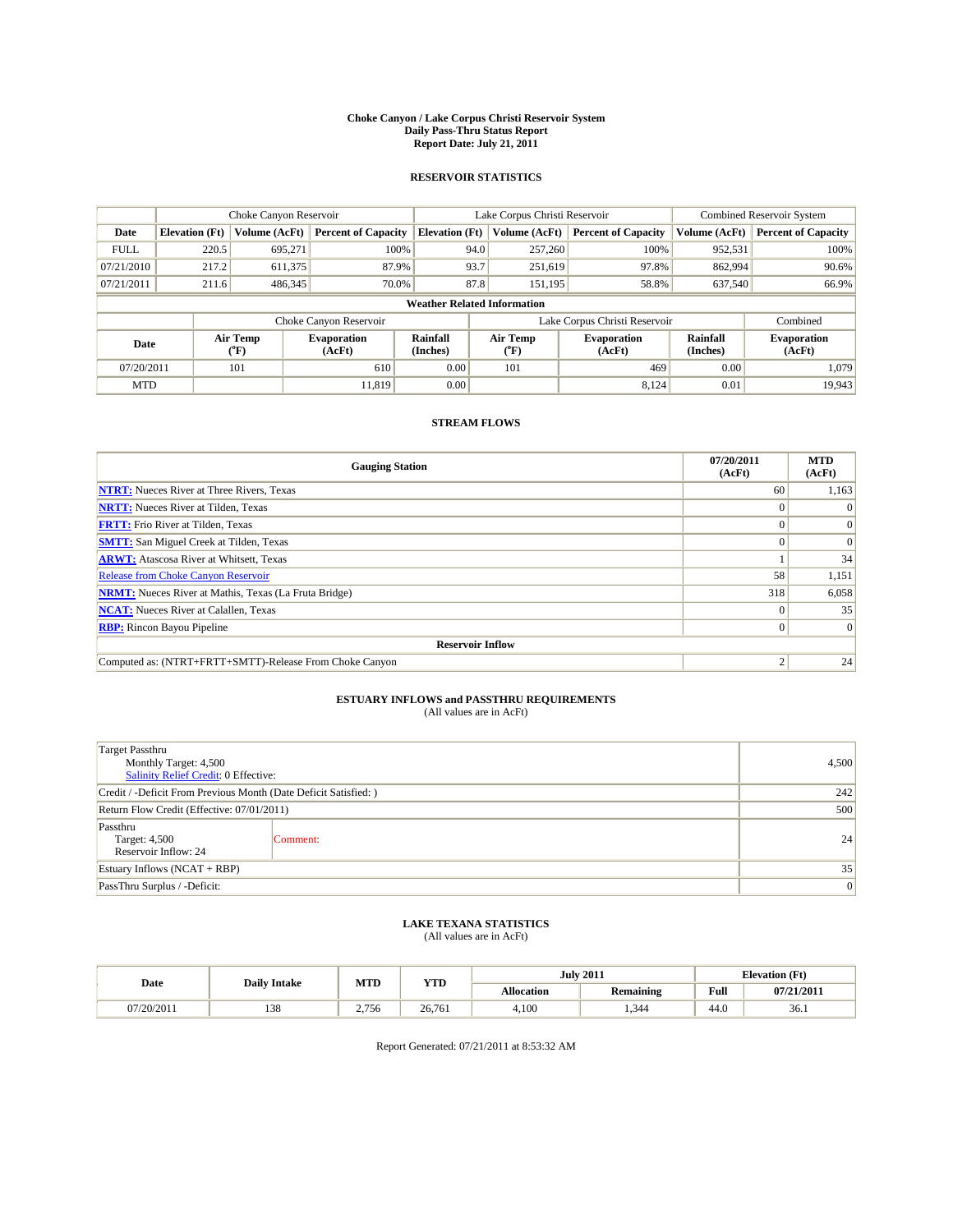# Choke Canyon / Lake Corpus Christi Reservoir System
## Daily Pass-Thru Status Report
## Report Date: July 21, 2011

### RESERVOIR STATISTICS

| | Choke Canyon Reservoir | | | Lake Corpus Christi Reservoir | | | Combined Reservoir System | |
|---|---|---|---|---|---|---|---|---|
| Date | Elevation (Ft) | Volume (AcFt) | Percent of Capacity | Elevation (Ft) | Volume (AcFt) | Percent of Capacity | Volume (AcFt) | Percent of Capacity |
| FULL | 220.5 | 695,271 | 100% | 94.0 | 257,260 | 100% | 952,531 | 100% |
| 07/21/2010 | 217.2 | 611,375 | 87.9% | 93.7 | 251,619 | 97.8% | 862,994 | 90.6% |
| 07/21/2011 | 211.6 | 486,345 | 70.0% | 87.8 | 151,195 | 58.8% | 637,540 | 66.9% |

**Weather Related Information**

| | Choke Canyon Reservoir | | | Lake Corpus Christi Reservoir | | | Combined |
|---|---|---|---|---|---|---|---|
| Date | Air Temp (°F) | Evaporation (AcFt) | Rainfall (Inches) | Air Temp (°F) | Evaporation (AcFt) | Rainfall (Inches) | Evaporation (AcFt) |
| 07/20/2011 | 101 | 610 | 0.00 | 101 | 469 | 0.00 | 1,079 |
| MTD | | 11,819 | 0.00 | | 8,124 | 0.01 | 19,943 |

### STREAM FLOWS

| Gauging Station | 07/20/2011 (AcFt) | MTD (AcFt) |
|---|---|---|
| NTRT: Nueces River at Three Rivers, Texas | 60 | 1,163 |
| NRTT: Nueces River at Tilden, Texas | 0 | 0 |
| FRTT: Frio River at Tilden, Texas | 0 | 0 |
| SMTT: San Miguel Creek at Tilden, Texas | 0 | 0 |
| ARWT: Atascosa River at Whitsett, Texas | 1 | 34 |
| Release from Choke Canyon Reservoir | 58 | 1,151 |
| NRMT: Nueces River at Mathis, Texas (La Fruta Bridge) | 318 | 6,058 |
| NCAT: Nueces River at Calallen, Texas | 0 | 35 |
| RBP: Rincon Bayou Pipeline | 0 | 0 |
| **Reservoir Inflow** | | |
| Computed as: (NTRT+FRTT+SMTT)-Release From Choke Canyon | 2 | 24 |

### ESTUARY INFLOWS and PASSTHRU REQUIREMENTS
(All values are in AcFt)

| | |
|---|---|
| Target Passthru<br>Monthly Target: 4,500<br>Salinity Relief Credit: 0 Effective: | 4,500 |
| Credit / -Deficit From Previous Month (Date Deficit Satisfied: ) | 242 |
| Return Flow Credit (Effective: 07/01/2011) | 500 |
| Passthru<br>Target: 4,500<br>Reservoir Inflow: 24 &nbsp;&nbsp; Comment: | 24 |
| Estuary Inflows (NCAT + RBP) | 35 |
| PassThru Surplus / -Deficit: | 0 |

### LAKE TEXANA STATISTICS
(All values are in AcFt)

| Date | Daily Intake | MTD | YTD | July 2011 | | Elevation (Ft) | |
|---|---|---|---|---|---|---|---|
| | | | | Allocation | Remaining | Full | 07/21/2011 |
| 07/20/2011 | 138 | 2,756 | 26,761 | 4,100 | 1,344 | 44.0 | 36.1 |

Report Generated: 07/21/2011 at 8:53:32 AM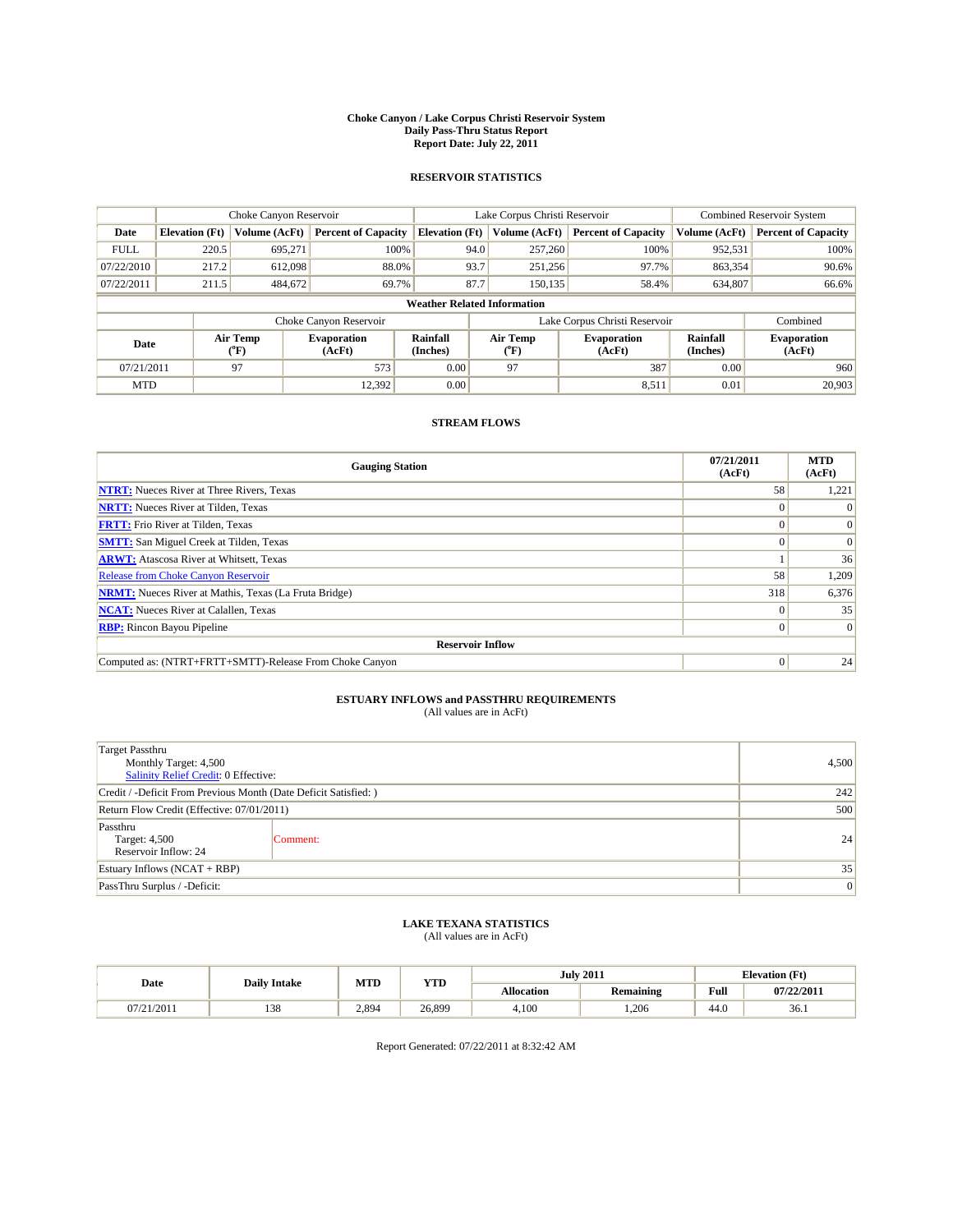# Choke Canyon / Lake Corpus Christi Reservoir System
## Daily Pass-Thru Status Report
## Report Date: July 22, 2011

### RESERVOIR STATISTICS

| | Choke Canyon Reservoir | | | Lake Corpus Christi Reservoir | | | Combined Reservoir System | |
|---|---|---|---|---|---|---|---|---|
| Date | Elevation (Ft) | Volume (AcFt) | Percent of Capacity | Elevation (Ft) | Volume (AcFt) | Percent of Capacity | Volume (AcFt) | Percent of Capacity |
| FULL | 220.5 | 695,271 | 100% | 94.0 | 257,260 | 100% | 952,531 | 100% |
| 07/22/2010 | 217.2 | 612,098 | 88.0% | 93.7 | 251,256 | 97.7% | 863,354 | 90.6% |
| 07/22/2011 | 211.5 | 484,672 | 69.7% | 87.7 | 150,135 | 58.4% | 634,807 | 66.6% |

**Weather Related Information**

| | Choke Canyon Reservoir | | | Lake Corpus Christi Reservoir | | | Combined |
|---|---|---|---|---|---|---|---|
| Date | Air Temp (°F) | Evaporation (AcFt) | Rainfall (Inches) | Air Temp (°F) | Evaporation (AcFt) | Rainfall (Inches) | Evaporation (AcFt) |
| 07/21/2011 | 97 | 573 | 0.00 | 97 | 387 | 0.00 | 960 |
| MTD | | 12,392 | 0.00 | | 8,511 | 0.01 | 20,903 |

### STREAM FLOWS

| Gauging Station | 07/21/2011 (AcFt) | MTD (AcFt) |
|---|---|---|
| NTRT: Nueces River at Three Rivers, Texas | 58 | 1,221 |
| NRTT: Nueces River at Tilden, Texas | 0 | 0 |
| FRTT: Frio River at Tilden, Texas | 0 | 0 |
| SMTT: San Miguel Creek at Tilden, Texas | 0 | 0 |
| ARWT: Atascosa River at Whitsett, Texas | 1 | 36 |
| Release from Choke Canyon Reservoir | 58 | 1,209 |
| NRMT: Nueces River at Mathis, Texas (La Fruta Bridge) | 318 | 6,376 |
| NCAT: Nueces River at Calallen, Texas | 0 | 35 |
| RBP: Rincon Bayou Pipeline | 0 | 0 |
| **Reservoir Inflow** | | |
| Computed as: (NTRT+FRTT+SMTT)-Release From Choke Canyon | 0 | 24 |

### ESTUARY INFLOWS and PASSTHRU REQUIREMENTS
(All values are in AcFt)

| | |
|---|---|
| Target Passthru<br>Monthly Target: 4,500<br>Salinity Relief Credit: 0 Effective: | 4,500 |
| Credit / -Deficit From Previous Month (Date Deficit Satisfied: ) | 242 |
| Return Flow Credit (Effective: 07/01/2011) | 500 |
| Passthru<br>Target: 4,500<br>Reservoir Inflow: 24 — Comment: | 24 |
| Estuary Inflows (NCAT + RBP) | 35 |
| PassThru Surplus / -Deficit: | 0 |

### LAKE TEXANA STATISTICS
(All values are in AcFt)

| Date | Daily Intake | MTD | YTD | July 2011 | | Elevation (Ft) | |
|---|---|---|---|---|---|---|---|
| | | | | Allocation | Remaining | Full | 07/22/2011 |
| 07/21/2011 | 138 | 2,894 | 26,899 | 4,100 | 1,206 | 44.0 | 36.1 |

Report Generated: 07/22/2011 at 8:32:42 AM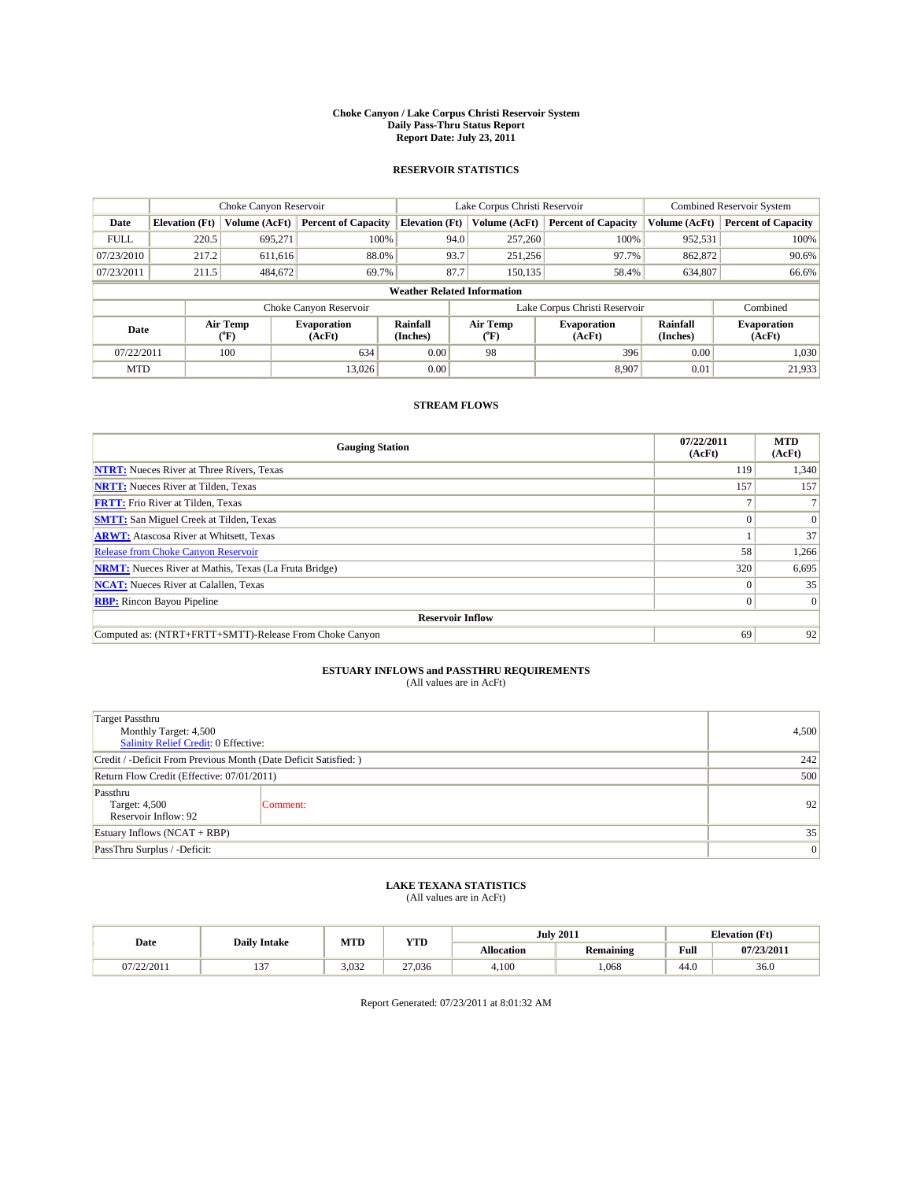# Choke Canyon / Lake Corpus Christi Reservoir System
## Daily Pass-Thru Status Report
### Report Date: July 23, 2011

## RESERVOIR STATISTICS

| | Choke Canyon Reservoir | | | Lake Corpus Christi Reservoir | | | Combined Reservoir System | |
|---|---|---|---|---|---|---|---|---|
| Date | Elevation (Ft) | Volume (AcFt) | Percent of Capacity | Elevation (Ft) | Volume (AcFt) | Percent of Capacity | Volume (AcFt) | Percent of Capacity |
| FULL | 220.5 | 695,271 | 100% | 94.0 | 257,260 | 100% | 952,531 | 100% |
| 07/23/2010 | 217.2 | 611,616 | 88.0% | 93.7 | 251,256 | 97.7% | 862,872 | 90.6% |
| 07/23/2011 | 211.5 | 484,672 | 69.7% | 87.7 | 150,135 | 58.4% | 634,807 | 66.6% |

**Weather Related Information**

| | Choke Canyon Reservoir | | | Lake Corpus Christi Reservoir | | | Combined |
|---|---|---|---|---|---|---|---|
| Date | Air Temp (°F) | Evaporation (AcFt) | Rainfall (Inches) | Air Temp (°F) | Evaporation (AcFt) | Rainfall (Inches) | Evaporation (AcFt) |
| 07/22/2011 | 100 | 634 | 0.00 | 98 | 396 | 0.00 | 1,030 |
| MTD | | 13,026 | 0.00 | | 8,907 | 0.01 | 21,933 |

## STREAM FLOWS

| Gauging Station | 07/22/2011 (AcFt) | MTD (AcFt) |
|---|---|---|
| NTRT: Nueces River at Three Rivers, Texas | 119 | 1,340 |
| NRTT: Nueces River at Tilden, Texas | 157 | 157 |
| FRTT: Frio River at Tilden, Texas | 7 | 7 |
| SMTT: San Miguel Creek at Tilden, Texas | 0 | 0 |
| ARWT: Atascosa River at Whitsett, Texas | 1 | 37 |
| Release from Choke Canyon Reservoir | 58 | 1,266 |
| NRMT: Nueces River at Mathis, Texas (La Fruta Bridge) | 320 | 6,695 |
| NCAT: Nueces River at Calallen, Texas | 0 | 35 |
| RBP: Rincon Bayou Pipeline | 0 | 0 |
| **Reservoir Inflow** | | |
| Computed as: (NTRT+FRTT+SMTT)-Release From Choke Canyon | 69 | 92 |

## ESTUARY INFLOWS and PASSTHRU REQUIREMENTS
(All values are in AcFt)

| | |
|---|---|
| Target Passthru<br>Monthly Target: 4,500<br>Salinity Relief Credit: 0 Effective: | 4,500 |
| Credit / -Deficit From Previous Month (Date Deficit Satisfied: ) | 242 |
| Return Flow Credit (Effective: 07/01/2011) | 500 |
| Passthru<br>Target: 4,500<br>Reservoir Inflow: 92 — Comment: | 92 |
| Estuary Inflows (NCAT + RBP) | 35 |
| PassThru Surplus / -Deficit: | 0 |

## LAKE TEXANA STATISTICS
(All values are in AcFt)

| Date | Daily Intake | MTD | YTD | July 2011 | | Elevation (Ft) | |
|---|---|---|---|---|---|---|---|
| | | | | Allocation | Remaining | Full | 07/23/2011 |
| 07/22/2011 | 137 | 3,032 | 27,036 | 4,100 | 1,068 | 44.0 | 36.0 |

Report Generated: 07/23/2011 at 8:01:32 AM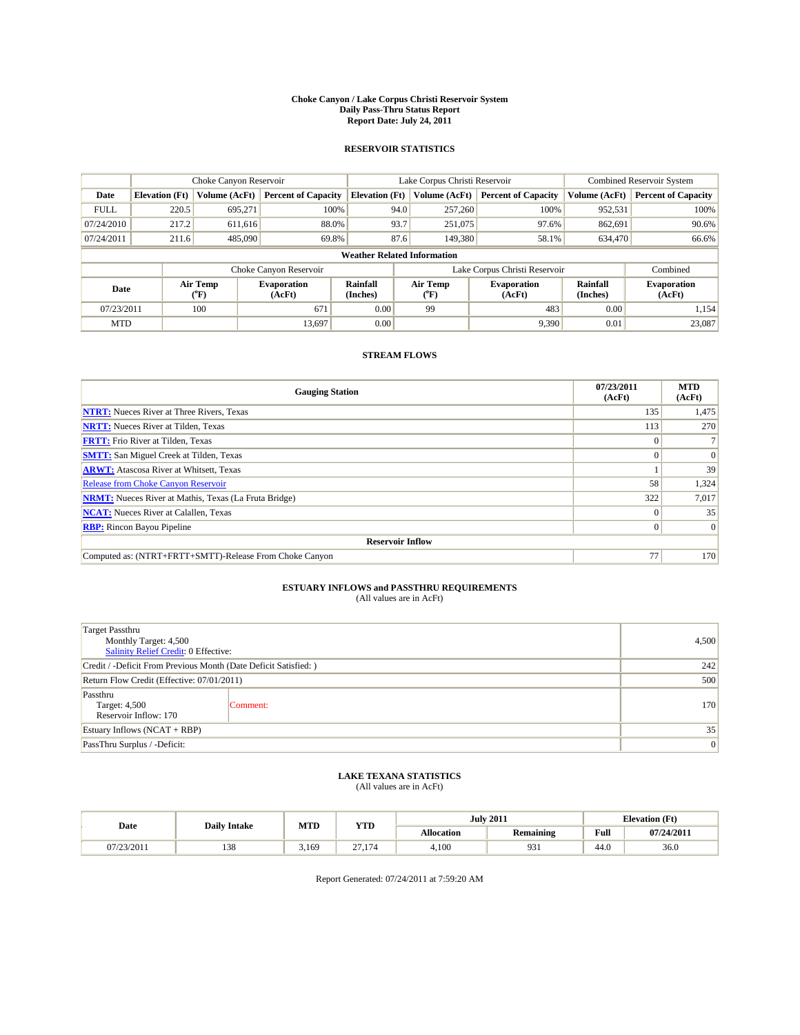# Choke Canyon / Lake Corpus Christi Reservoir System
## Daily Pass-Thru Status Report
### Report Date: July 24, 2011

## RESERVOIR STATISTICS

| | Choke Canyon Reservoir | | | Lake Corpus Christi Reservoir | | | Combined Reservoir System | |
|---|---|---|---|---|---|---|---|---|
| Date | Elevation (Ft) | Volume (AcFt) | Percent of Capacity | Elevation (Ft) | Volume (AcFt) | Percent of Capacity | Volume (AcFt) | Percent of Capacity |
| FULL | 220.5 | 695,271 | 100% | 94.0 | 257,260 | 100% | 952,531 | 100% |
| 07/24/2010 | 217.2 | 611,616 | 88.0% | 93.7 | 251,075 | 97.6% | 862,691 | 90.6% |
| 07/24/2011 | 211.6 | 485,090 | 69.8% | 87.6 | 149,380 | 58.1% | 634,470 | 66.6% |

### Weather Related Information

| | Choke Canyon Reservoir | | | Lake Corpus Christi Reservoir | | | Combined |
|---|---|---|---|---|---|---|---|
| Date | Air Temp (°F) | Evaporation (AcFt) | Rainfall (Inches) | Air Temp (°F) | Evaporation (AcFt) | Rainfall (Inches) | Evaporation (AcFt) |
| 07/23/2011 | 100 | 671 | 0.00 | 99 | 483 | 0.00 | 1,154 |
| MTD | | 13,697 | 0.00 | | 9,390 | 0.01 | 23,087 |

## STREAM FLOWS

| Gauging Station | 07/23/2011 (AcFt) | MTD (AcFt) |
|---|---|---|
| NTRT: Nueces River at Three Rivers, Texas | 135 | 1,475 |
| NRTT: Nueces River at Tilden, Texas | 113 | 270 |
| FRTT: Frio River at Tilden, Texas | 0 | 7 |
| SMTT: San Miguel Creek at Tilden, Texas | 0 | 0 |
| ARWT: Atascosa River at Whitsett, Texas | 1 | 39 |
| Release from Choke Canyon Reservoir | 58 | 1,324 |
| NRMT: Nueces River at Mathis, Texas (La Fruta Bridge) | 322 | 7,017 |
| NCAT: Nueces River at Calallen, Texas | 0 | 35 |
| RBP: Rincon Bayou Pipeline | 0 | 0 |
| **Reservoir Inflow** | | |
| Computed as: (NTRT+FRTT+SMTT)-Release From Choke Canyon | 77 | 170 |

## ESTUARY INFLOWS and PASSTHRU REQUIREMENTS
(All values are in AcFt)

| | | |
|---|---|---|
| Target Passthru<br>Monthly Target: 4,500<br>Salinity Relief Credit: 0 Effective: | | 4,500 |
| Credit / -Deficit From Previous Month (Date Deficit Satisfied: ) | | 242 |
| Return Flow Credit (Effective: 07/01/2011) | | 500 |
| Passthru<br>Target: 4,500<br>Reservoir Inflow: 170 | Comment: | 170 |
| Estuary Inflows (NCAT + RBP) | | 35 |
| PassThru Surplus / -Deficit: | | 0 |

## LAKE TEXANA STATISTICS
(All values are in AcFt)

| Date | Daily Intake | MTD | YTD | July 2011 | | Elevation (Ft) | |
|---|---|---|---|---|---|---|---|
| | | | | Allocation | Remaining | Full | 07/24/2011 |
| 07/23/2011 | 138 | 3,169 | 27,174 | 4,100 | 931 | 44.0 | 36.0 |

Report Generated: 07/24/2011 at 7:59:20 AM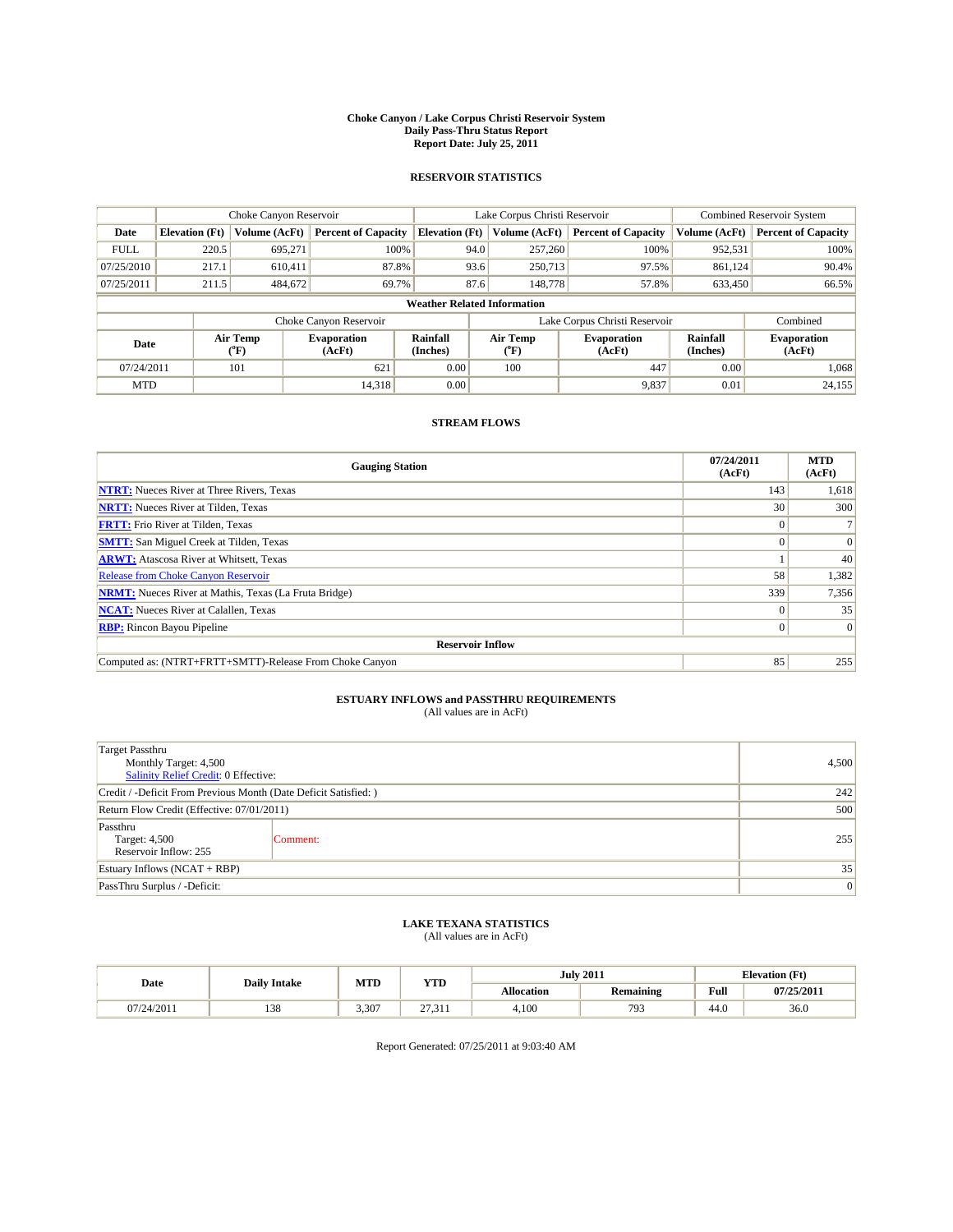# Choke Canyon / Lake Corpus Christi Reservoir System
## Daily Pass-Thru Status Report
## Report Date: July 25, 2011

### RESERVOIR STATISTICS

| | Choke Canyon Reservoir | | | Lake Corpus Christi Reservoir | | | Combined Reservoir System | |
|---|---|---|---|---|---|---|---|---|
| Date | Elevation (Ft) | Volume (AcFt) | Percent of Capacity | Elevation (Ft) | Volume (AcFt) | Percent of Capacity | Volume (AcFt) | Percent of Capacity |
| FULL | 220.5 | 695,271 | 100% | 94.0 | 257,260 | 100% | 952,531 | 100% |
| 07/25/2010 | 217.1 | 610,411 | 87.8% | 93.6 | 250,713 | 97.5% | 861,124 | 90.4% |
| 07/25/2011 | 211.5 | 484,672 | 69.7% | 87.6 | 148,778 | 57.8% | 633,450 | 66.5% |

**Weather Related Information**

| | Choke Canyon Reservoir | | | Lake Corpus Christi Reservoir | | | Combined |
|---|---|---|---|---|---|---|---|
| Date | Air Temp (°F) | Evaporation (AcFt) | Rainfall (Inches) | Air Temp (°F) | Evaporation (AcFt) | Rainfall (Inches) | Evaporation (AcFt) |
| 07/24/2011 | 101 | 621 | 0.00 | 100 | 447 | 0.00 | 1,068 |
| MTD | | 14,318 | 0.00 | | 9,837 | 0.01 | 24,155 |

### STREAM FLOWS

| Gauging Station | 07/24/2011 (AcFt) | MTD (AcFt) |
|---|---|---|
| **NTRT:** Nueces River at Three Rivers, Texas | 143 | 1,618 |
| **NRTT:** Nueces River at Tilden, Texas | 30 | 300 |
| **FRTT:** Frio River at Tilden, Texas | 0 | 7 |
| **SMTT:** San Miguel Creek at Tilden, Texas | 0 | 0 |
| **ARWT:** Atascosa River at Whitsett, Texas | 1 | 40 |
| Release from Choke Canyon Reservoir | 58 | 1,382 |
| **NRMT:** Nueces River at Mathis, Texas (La Fruta Bridge) | 339 | 7,356 |
| **NCAT:** Nueces River at Calallen, Texas | 0 | 35 |
| **RBP:** Rincon Bayou Pipeline | 0 | 0 |
| **Reservoir Inflow** | | |
| Computed as: (NTRT+FRTT+SMTT)-Release From Choke Canyon | 85 | 255 |

### ESTUARY INFLOWS and PASSTHRU REQUIREMENTS
(All values are in AcFt)

| | |
|---|---|
| Target Passthru<br>Monthly Target: 4,500<br>Salinity Relief Credit: 0 Effective: | 4,500 |
| Credit / -Deficit From Previous Month (Date Deficit Satisfied: ) | 242 |
| Return Flow Credit (Effective: 07/01/2011) | 500 |
| Passthru<br>Target: 4,500<br>Reservoir Inflow: 255 &nbsp;&nbsp; Comment: | 255 |
| Estuary Inflows (NCAT + RBP) | 35 |
| PassThru Surplus / -Deficit: | 0 |

### LAKE TEXANA STATISTICS
(All values are in AcFt)

| Date | Daily Intake | MTD | YTD | July 2011 | | Elevation (Ft) | |
|---|---|---|---|---|---|---|---|
| | | | | Allocation | Remaining | Full | 07/25/2011 |
| 07/24/2011 | 138 | 3,307 | 27,311 | 4,100 | 793 | 44.0 | 36.0 |

Report Generated: 07/25/2011 at 9:03:40 AM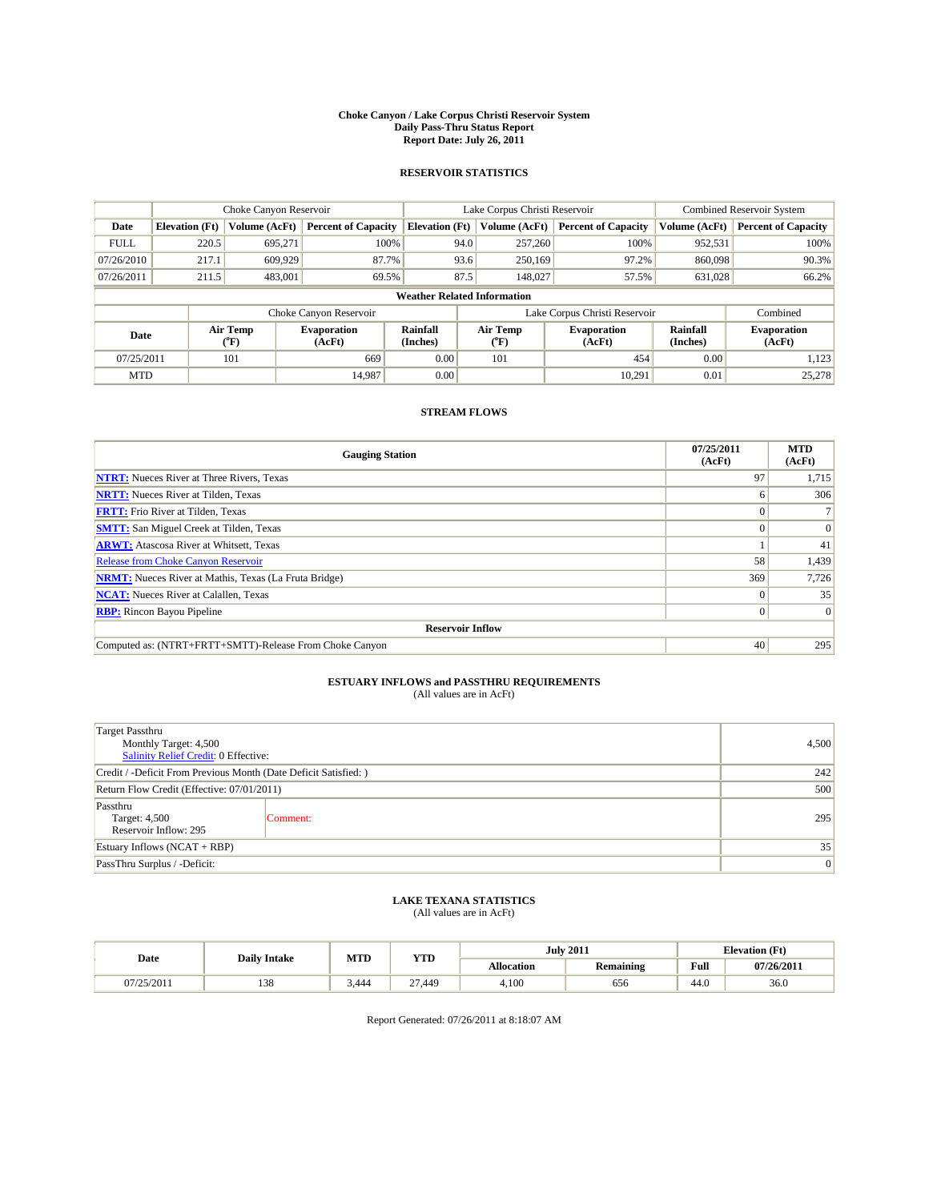# Choke Canyon / Lake Corpus Christi Reservoir System
## Daily Pass-Thru Status Report
## Report Date: July 26, 2011

### RESERVOIR STATISTICS

| | Choke Canyon Reservoir | | | Lake Corpus Christi Reservoir | | | Combined Reservoir System | |
|---|---|---|---|---|---|---|---|---|
| Date | Elevation (Ft) | Volume (AcFt) | Percent of Capacity | Elevation (Ft) | Volume (AcFt) | Percent of Capacity | Volume (AcFt) | Percent of Capacity |
| FULL | 220.5 | 695,271 | 100% | 94.0 | 257,260 | 100% | 952,531 | 100% |
| 07/26/2010 | 217.1 | 609,929 | 87.7% | 93.6 | 250,169 | 97.2% | 860,098 | 90.3% |
| 07/26/2011 | 211.5 | 483,001 | 69.5% | 87.5 | 148,027 | 57.5% | 631,028 | 66.2% |

**Weather Related Information**

| | Choke Canyon Reservoir | | | Lake Corpus Christi Reservoir | | | Combined |
|---|---|---|---|---|---|---|---|
| Date | Air Temp (°F) | Evaporation (AcFt) | Rainfall (Inches) | Air Temp (°F) | Evaporation (AcFt) | Rainfall (Inches) | Evaporation (AcFt) |
| 07/25/2011 | 101 | 669 | 0.00 | 101 | 454 | 0.00 | 1,123 |
| MTD | | 14,987 | 0.00 | | 10,291 | 0.01 | 25,278 |

### STREAM FLOWS

| Gauging Station | 07/25/2011 (AcFt) | MTD (AcFt) |
|---|---|---|
| **NTRT:** Nueces River at Three Rivers, Texas | 97 | 1,715 |
| **NRTT:** Nueces River at Tilden, Texas | 6 | 306 |
| **FRTT:** Frio River at Tilden, Texas | 0 | 7 |
| **SMTT:** San Miguel Creek at Tilden, Texas | 0 | 0 |
| **ARWT:** Atascosa River at Whitsett, Texas | 1 | 41 |
| Release from Choke Canyon Reservoir | 58 | 1,439 |
| **NRMT:** Nueces River at Mathis, Texas (La Fruta Bridge) | 369 | 7,726 |
| **NCAT:** Nueces River at Calallen, Texas | 0 | 35 |
| **RBP:** Rincon Bayou Pipeline | 0 | 0 |
| **Reservoir Inflow** | | |
| Computed as: (NTRT+FRTT+SMTT)-Release From Choke Canyon | 40 | 295 |

### ESTUARY INFLOWS and PASSTHRU REQUIREMENTS
(All values are in AcFt)

| | |
|---|---|
| Target Passthru<br>Monthly Target: 4,500<br>Salinity Relief Credit: 0 Effective: | 4,500 |
| Credit / -Deficit From Previous Month (Date Deficit Satisfied: ) | 242 |
| Return Flow Credit (Effective: 07/01/2011) | 500 |
| Passthru<br>Target: 4,500<br>Reservoir Inflow: 295 &nbsp;&nbsp; Comment: | 295 |
| Estuary Inflows (NCAT + RBP) | 35 |
| PassThru Surplus / -Deficit: | 0 |

### LAKE TEXANA STATISTICS
(All values are in AcFt)

| Date | Daily Intake | MTD | YTD | July 2011 | | Elevation (Ft) | |
|---|---|---|---|---|---|---|---|
| | | | | Allocation | Remaining | Full | 07/26/2011 |
| 07/25/2011 | 138 | 3,444 | 27,449 | 4,100 | 656 | 44.0 | 36.0 |

Report Generated: 07/26/2011 at 8:18:07 AM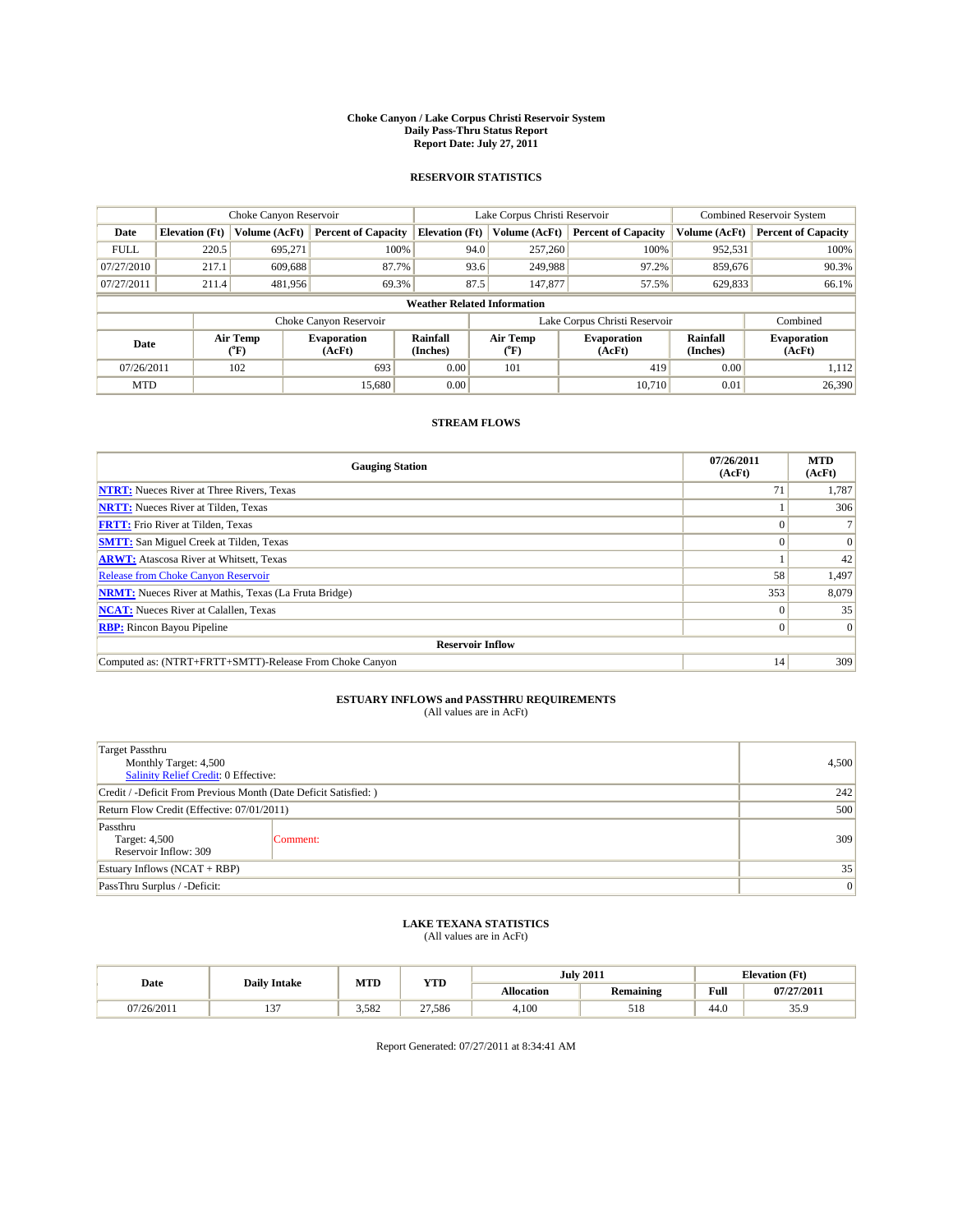# Choke Canyon / Lake Corpus Christi Reservoir System
## Daily Pass-Thru Status Report
## Report Date: July 27, 2011

### RESERVOIR STATISTICS

| | Choke Canyon Reservoir | | | Lake Corpus Christi Reservoir | | | Combined Reservoir System | |
|---|---|---|---|---|---|---|---|---|
| Date | Elevation (Ft) | Volume (AcFt) | Percent of Capacity | Elevation (Ft) | Volume (AcFt) | Percent of Capacity | Volume (AcFt) | Percent of Capacity |
| FULL | 220.5 | 695,271 | 100% | 94.0 | 257,260 | 100% | 952,531 | 100% |
| 07/27/2010 | 217.1 | 609,688 | 87.7% | 93.6 | 249,988 | 97.2% | 859,676 | 90.3% |
| 07/27/2011 | 211.4 | 481,956 | 69.3% | 87.5 | 147,877 | 57.5% | 629,833 | 66.1% |

**Weather Related Information**

| | Choke Canyon Reservoir | | | Lake Corpus Christi Reservoir | | | Combined |
|---|---|---|---|---|---|---|---|
| Date | Air Temp (°F) | Evaporation (AcFt) | Rainfall (Inches) | Air Temp (°F) | Evaporation (AcFt) | Rainfall (Inches) | Evaporation (AcFt) |
| 07/26/2011 | 102 | 693 | 0.00 | 101 | 419 | 0.00 | 1,112 |
| MTD | | 15,680 | 0.00 | | 10,710 | 0.01 | 26,390 |

### STREAM FLOWS

| Gauging Station | 07/26/2011 (AcFt) | MTD (AcFt) |
|---|---|---|
| **NTRT:** Nueces River at Three Rivers, Texas | 71 | 1,787 |
| **NRTT:** Nueces River at Tilden, Texas | 1 | 306 |
| **FRTT:** Frio River at Tilden, Texas | 0 | 7 |
| **SMTT:** San Miguel Creek at Tilden, Texas | 0 | 0 |
| **ARWT:** Atascosa River at Whitsett, Texas | 1 | 42 |
| Release from Choke Canyon Reservoir | 58 | 1,497 |
| **NRMT:** Nueces River at Mathis, Texas (La Fruta Bridge) | 353 | 8,079 |
| **NCAT:** Nueces River at Calallen, Texas | 0 | 35 |
| **RBP:** Rincon Bayou Pipeline | 0 | 0 |
| **Reservoir Inflow** | | |
| Computed as: (NTRT+FRTT+SMTT)-Release From Choke Canyon | 14 | 309 |

### ESTUARY INFLOWS and PASSTHRU REQUIREMENTS
(All values are in AcFt)

| | |
|---|---|
| Target Passthru<br>Monthly Target: 4,500<br>Salinity Relief Credit: 0 Effective: | 4,500 |
| Credit / -Deficit From Previous Month (Date Deficit Satisfied: ) | 242 |
| Return Flow Credit (Effective: 07/01/2011) | 500 |
| Passthru<br>Target: 4,500<br>Reservoir Inflow: 309 &nbsp;&nbsp; Comment: | 309 |
| Estuary Inflows (NCAT + RBP) | 35 |
| PassThru Surplus / -Deficit: | 0 |

### LAKE TEXANA STATISTICS
(All values are in AcFt)

| Date | Daily Intake | MTD | YTD | July 2011 | | Elevation (Ft) | |
|---|---|---|---|---|---|---|---|
| | | | | Allocation | Remaining | Full | 07/27/2011 |
| 07/26/2011 | 137 | 3,582 | 27,586 | 4,100 | 518 | 44.0 | 35.9 |

Report Generated: 07/27/2011 at 8:34:41 AM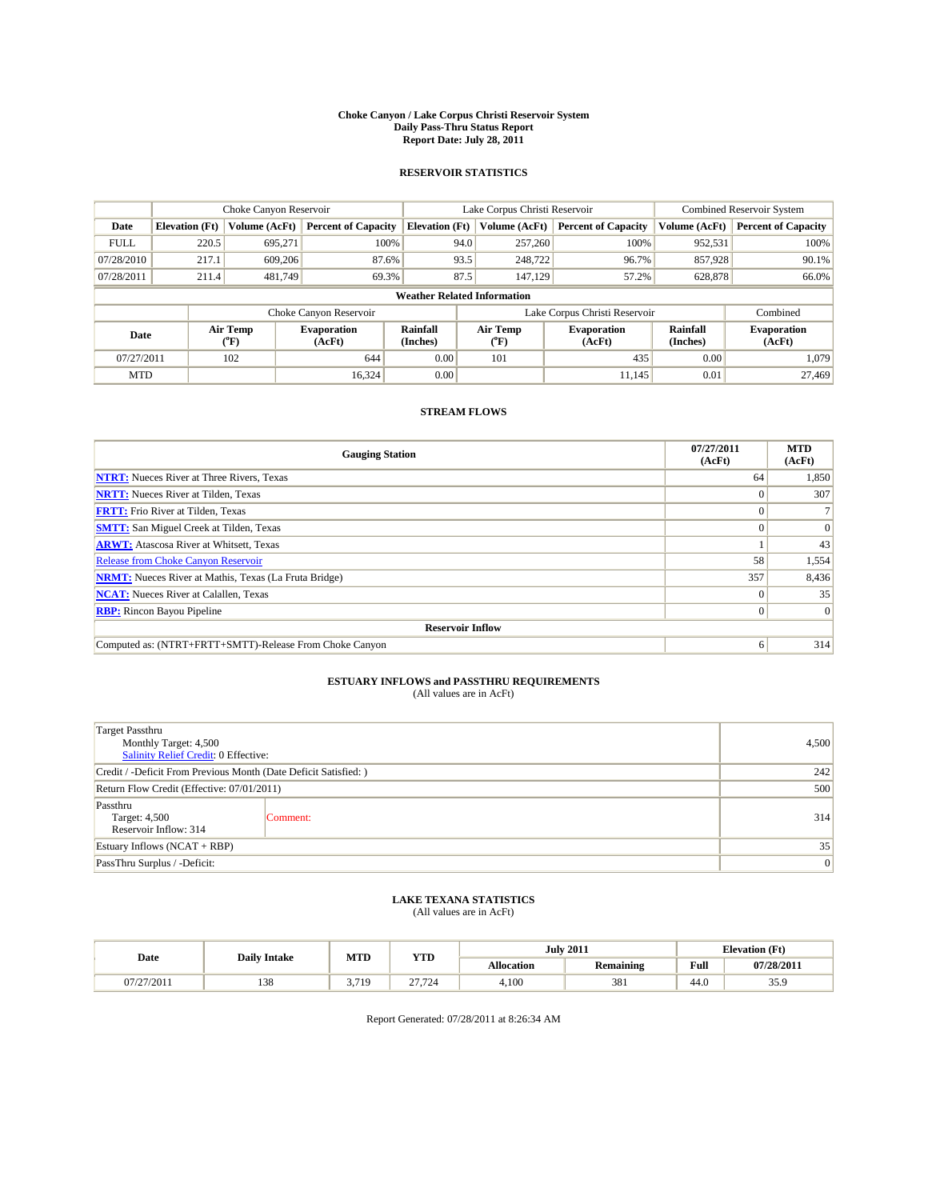# Choke Canyon / Lake Corpus Christi Reservoir System
## Daily Pass-Thru Status Report
## Report Date: July 28, 2011

### RESERVOIR STATISTICS

| | Choke Canyon Reservoir | | | Lake Corpus Christi Reservoir | | | Combined Reservoir System | |
|---|---|---|---|---|---|---|---|---|
| Date | Elevation (Ft) | Volume (AcFt) | Percent of Capacity | Elevation (Ft) | Volume (AcFt) | Percent of Capacity | Volume (AcFt) | Percent of Capacity |
| FULL | 220.5 | 695,271 | 100% | 94.0 | 257,260 | 100% | 952,531 | 100% |
| 07/28/2010 | 217.1 | 609,206 | 87.6% | 93.5 | 248,722 | 96.7% | 857,928 | 90.1% |
| 07/28/2011 | 211.4 | 481,749 | 69.3% | 87.5 | 147,129 | 57.2% | 628,878 | 66.0% |

**Weather Related Information**

| | Choke Canyon Reservoir | | | Lake Corpus Christi Reservoir | | | Combined |
|---|---|---|---|---|---|---|---|
| Date | Air Temp (°F) | Evaporation (AcFt) | Rainfall (Inches) | Air Temp (°F) | Evaporation (AcFt) | Rainfall (Inches) | Evaporation (AcFt) |
| 07/27/2011 | 102 | 644 | 0.00 | 101 | 435 | 0.00 | 1,079 |
| MTD | | 16,324 | 0.00 | | 11,145 | 0.01 | 27,469 |

### STREAM FLOWS

| Gauging Station | 07/27/2011 (AcFt) | MTD (AcFt) |
|---|---|---|
| **NTRT:** Nueces River at Three Rivers, Texas | 64 | 1,850 |
| **NRTT:** Nueces River at Tilden, Texas | 0 | 307 |
| **FRTT:** Frio River at Tilden, Texas | 0 | 7 |
| **SMTT:** San Miguel Creek at Tilden, Texas | 0 | 0 |
| **ARWT:** Atascosa River at Whitsett, Texas | 1 | 43 |
| Release from Choke Canyon Reservoir | 58 | 1,554 |
| **NRMT:** Nueces River at Mathis, Texas (La Fruta Bridge) | 357 | 8,436 |
| **NCAT:** Nueces River at Calallen, Texas | 0 | 35 |
| **RBP:** Rincon Bayou Pipeline | 0 | 0 |
| **Reservoir Inflow** | | |
| Computed as: (NTRT+FRTT+SMTT)-Release From Choke Canyon | 6 | 314 |

### ESTUARY INFLOWS and PASSTHRU REQUIREMENTS
(All values are in AcFt)

| | |
|---|---|
| Target Passthru<br>Monthly Target: 4,500<br>Salinity Relief Credit: 0 Effective: | 4,500 |
| Credit / -Deficit From Previous Month (Date Deficit Satisfied: ) | 242 |
| Return Flow Credit (Effective: 07/01/2011) | 500 |
| Passthru<br>Target: 4,500<br>Reservoir Inflow: 314 &nbsp;&nbsp;&nbsp; Comment: | 314 |
| Estuary Inflows (NCAT + RBP) | 35 |
| PassThru Surplus / -Deficit: | 0 |

### LAKE TEXANA STATISTICS
(All values are in AcFt)

| Date | Daily Intake | MTD | YTD | July 2011 | | Elevation (Ft) | |
|---|---|---|---|---|---|---|---|
| | | | | Allocation | Remaining | Full | 07/28/2011 |
| 07/27/2011 | 138 | 3,719 | 27,724 | 4,100 | 381 | 44.0 | 35.9 |

Report Generated: 07/28/2011 at 8:26:34 AM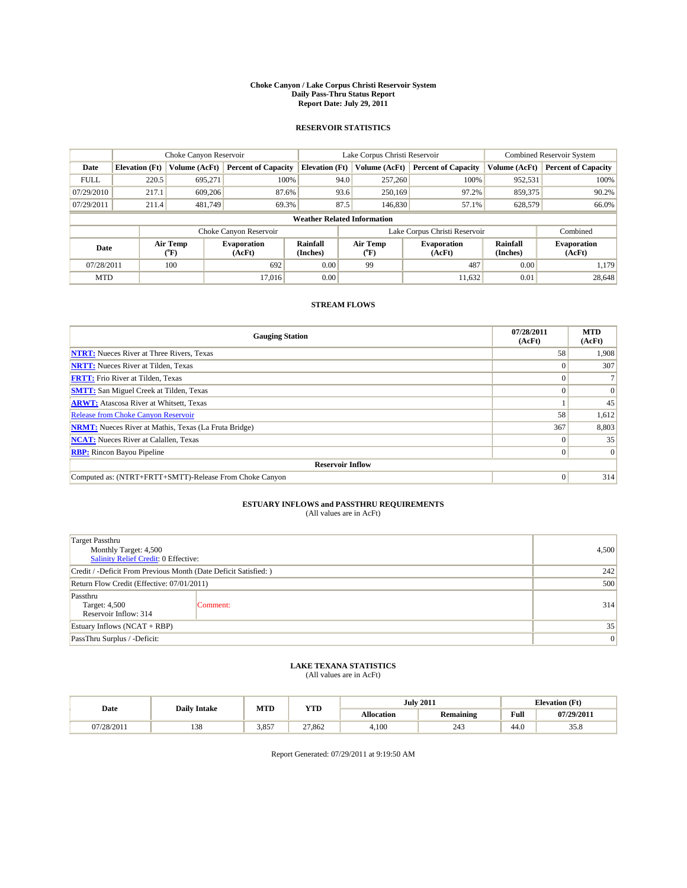**Choke Canyon / Lake Corpus Christi Reservoir System**
**Daily Pass-Thru Status Report**
**Report Date: July 29, 2011**

## RESERVOIR STATISTICS

| | Choke Canyon Reservoir | | | Lake Corpus Christi Reservoir | | | Combined Reservoir System | |
|---|---|---|---|---|---|---|---|---|
| Date | Elevation (Ft) | Volume (AcFt) | Percent of Capacity | Elevation (Ft) | Volume (AcFt) | Percent of Capacity | Volume (AcFt) | Percent of Capacity |
| FULL | 220.5 | 695,271 | 100% | 94.0 | 257,260 | 100% | 952,531 | 100% |
| 07/29/2010 | 217.1 | 609,206 | 87.6% | 93.6 | 250,169 | 97.2% | 859,375 | 90.2% |
| 07/29/2011 | 211.4 | 481,749 | 69.3% | 87.5 | 146,830 | 57.1% | 628,579 | 66.0% |

**Weather Related Information**

| | Choke Canyon Reservoir | | | Lake Corpus Christi Reservoir | | | Combined |
|---|---|---|---|---|---|---|---|
| Date | Air Temp (°F) | Evaporation (AcFt) | Rainfall (Inches) | Air Temp (°F) | Evaporation (AcFt) | Rainfall (Inches) | Evaporation (AcFt) |
| 07/28/2011 | 100 | 692 | 0.00 | 99 | 487 | 0.00 | 1,179 |
| MTD | | 17,016 | 0.00 | | 11,632 | 0.01 | 28,648 |

## STREAM FLOWS

| Gauging Station | 07/28/2011 (AcFt) | MTD (AcFt) |
|---|---|---|
| NTRT: Nueces River at Three Rivers, Texas | 58 | 1,908 |
| NRTT: Nueces River at Tilden, Texas | 0 | 307 |
| FRTT: Frio River at Tilden, Texas | 0 | 7 |
| SMTT: San Miguel Creek at Tilden, Texas | 0 | 0 |
| ARWT: Atascosa River at Whitsett, Texas | 1 | 45 |
| Release from Choke Canyon Reservoir | 58 | 1,612 |
| NRMT: Nueces River at Mathis, Texas (La Fruta Bridge) | 367 | 8,803 |
| NCAT: Nueces River at Calallen, Texas | 0 | 35 |
| RBP: Rincon Bayou Pipeline | 0 | 0 |
| **Reservoir Inflow** | | |
| Computed as: (NTRT+FRTT+SMTT)-Release From Choke Canyon | 0 | 314 |

## ESTUARY INFLOWS and PASSTHRU REQUIREMENTS
(All values are in AcFt)

| | | |
|---|---|---|
| Target Passthru<br>Monthly Target: 4,500<br>Salinity Relief Credit: 0 Effective: | | 4,500 |
| Credit / -Deficit From Previous Month (Date Deficit Satisfied: ) | | 242 |
| Return Flow Credit (Effective: 07/01/2011) | | 500 |
| Passthru<br>Target: 4,500<br>Reservoir Inflow: 314 | Comment: | 314 |
| Estuary Inflows (NCAT + RBP) | | 35 |
| PassThru Surplus / -Deficit: | | 0 |

## LAKE TEXANA STATISTICS
(All values are in AcFt)

| Date | Daily Intake | MTD | YTD | July 2011 | | Elevation (Ft) | |
|---|---|---|---|---|---|---|---|
| | | | | Allocation | Remaining | Full | 07/29/2011 |
| 07/28/2011 | 138 | 3,857 | 27,862 | 4,100 | 243 | 44.0 | 35.8 |

Report Generated: 07/29/2011 at 9:19:50 AM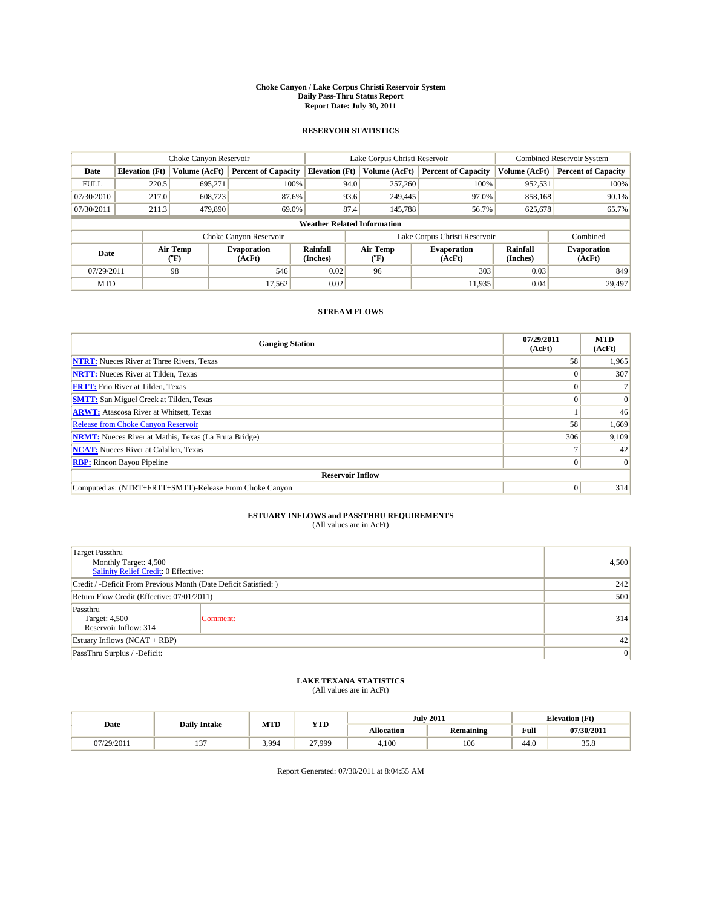# Choke Canyon / Lake Corpus Christi Reservoir System
## Daily Pass-Thru Status Report
## Report Date: July 30, 2011

### RESERVOIR STATISTICS

| | Choke Canyon Reservoir | | | Lake Corpus Christi Reservoir | | | Combined Reservoir System | |
|---|---|---|---|---|---|---|---|---|
| Date | Elevation (Ft) | Volume (AcFt) | Percent of Capacity | Elevation (Ft) | Volume (AcFt) | Percent of Capacity | Volume (AcFt) | Percent of Capacity |
| FULL | 220.5 | 695,271 | 100% | 94.0 | 257,260 | 100% | 952,531 | 100% |
| 07/30/2010 | 217.0 | 608,723 | 87.6% | 93.6 | 249,445 | 97.0% | 858,168 | 90.1% |
| 07/30/2011 | 211.3 | 479,890 | 69.0% | 87.4 | 145,788 | 56.7% | 625,678 | 65.7% |

**Weather Related Information**

| | Choke Canyon Reservoir | | | Lake Corpus Christi Reservoir | | | Combined |
|---|---|---|---|---|---|---|---|
| Date | Air Temp (°F) | Evaporation (AcFt) | Rainfall (Inches) | Air Temp (°F) | Evaporation (AcFt) | Rainfall (Inches) | Evaporation (AcFt) |
| 07/29/2011 | 98 | 546 | 0.02 | 96 | 303 | 0.03 | 849 |
| MTD | | 17,562 | 0.02 | | 11,935 | 0.04 | 29,497 |

### STREAM FLOWS

| Gauging Station | 07/29/2011 (AcFt) | MTD (AcFt) |
|---|---|---|
| NTRT: Nueces River at Three Rivers, Texas | 58 | 1,965 |
| NRTT: Nueces River at Tilden, Texas | 0 | 307 |
| FRTT: Frio River at Tilden, Texas | 0 | 7 |
| SMTT: San Miguel Creek at Tilden, Texas | 0 | 0 |
| ARWT: Atascosa River at Whitsett, Texas | 1 | 46 |
| Release from Choke Canyon Reservoir | 58 | 1,669 |
| NRMT: Nueces River at Mathis, Texas (La Fruta Bridge) | 306 | 9,109 |
| NCAT: Nueces River at Calallen, Texas | 7 | 42 |
| RBP: Rincon Bayou Pipeline | 0 | 0 |
| **Reservoir Inflow** | | |
| Computed as: (NTRT+FRTT+SMTT)-Release From Choke Canyon | 0 | 314 |

### ESTUARY INFLOWS and PASSTHRU REQUIREMENTS
(All values are in AcFt)

| | |
|---|---|
| Target Passthru<br>Monthly Target: 4,500<br>Salinity Relief Credit: 0 Effective: | 4,500 |
| Credit / -Deficit From Previous Month (Date Deficit Satisfied: ) | 242 |
| Return Flow Credit (Effective: 07/01/2011) | 500 |
| Passthru<br>Target: 4,500<br>Reservoir Inflow: 314 — Comment: | 314 |
| Estuary Inflows (NCAT + RBP) | 42 |
| PassThru Surplus / -Deficit: | 0 |

### LAKE TEXANA STATISTICS
(All values are in AcFt)

| Date | Daily Intake | MTD | YTD | July 2011 | | Elevation (Ft) | |
|---|---|---|---|---|---|---|---|
| | | | | Allocation | Remaining | Full | 07/30/2011 |
| 07/29/2011 | 137 | 3,994 | 27,999 | 4,100 | 106 | 44.0 | 35.8 |

Report Generated: 07/30/2011 at 8:04:55 AM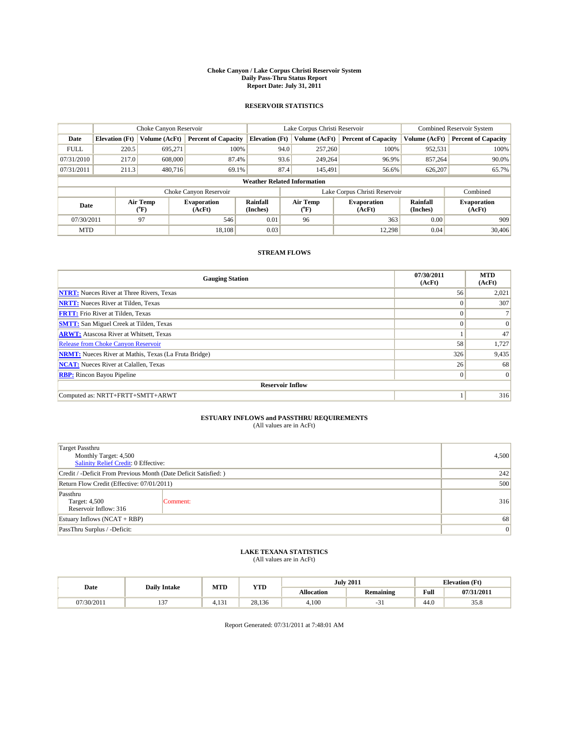# Choke Canyon / Lake Corpus Christi Reservoir System
## Daily Pass-Thru Status Report
### Report Date: July 31, 2011

## RESERVOIR STATISTICS

| | Choke Canyon Reservoir | | | Lake Corpus Christi Reservoir | | | Combined Reservoir System | |
|---|---|---|---|---|---|---|---|---|
| Date | Elevation (Ft) | Volume (AcFt) | Percent of Capacity | Elevation (Ft) | Volume (AcFt) | Percent of Capacity | Volume (AcFt) | Percent of Capacity |
| FULL | 220.5 | 695,271 | 100% | 94.0 | 257,260 | 100% | 952,531 | 100% |
| 07/31/2010 | 217.0 | 608,000 | 87.4% | 93.6 | 249,264 | 96.9% | 857,264 | 90.0% |
| 07/31/2011 | 211.3 | 480,716 | 69.1% | 87.4 | 145,491 | 56.6% | 626,207 | 65.7% |

**Weather Related Information**

| | Choke Canyon Reservoir | | | Lake Corpus Christi Reservoir | | | Combined |
|---|---|---|---|---|---|---|---|
| Date | Air Temp (°F) | Evaporation (AcFt) | Rainfall (Inches) | Air Temp (°F) | Evaporation (AcFt) | Rainfall (Inches) | Evaporation (AcFt) |
| 07/30/2011 | 97 | 546 | 0.01 | 96 | 363 | 0.00 | 909 |
| MTD | | 18,108 | 0.03 | | 12,298 | 0.04 | 30,406 |

## STREAM FLOWS

| Gauging Station | 07/30/2011 (AcFt) | MTD (AcFt) |
|---|---|---|
| NTRT: Nueces River at Three Rivers, Texas | 56 | 2,021 |
| NRTT: Nueces River at Tilden, Texas | 0 | 307 |
| FRTT: Frio River at Tilden, Texas | 0 | 7 |
| SMTT: San Miguel Creek at Tilden, Texas | 0 | 0 |
| ARWT: Atascosa River at Whitsett, Texas | 1 | 47 |
| Release from Choke Canyon Reservoir | 58 | 1,727 |
| NRMT: Nueces River at Mathis, Texas (La Fruta Bridge) | 326 | 9,435 |
| NCAT: Nueces River at Calallen, Texas | 26 | 68 |
| RBP: Rincon Bayou Pipeline | 0 | 0 |
| **Reservoir Inflow** | | |
| Computed as: NRTT+FRTT+SMTT+ARWT | 1 | 316 |

## ESTUARY INFLOWS and PASSTHRU REQUIREMENTS
(All values are in AcFt)

| | |
|---|---|
| Target Passthru<br>Monthly Target: 4,500<br>Salinity Relief Credit: 0 Effective: | 4,500 |
| Credit / -Deficit From Previous Month (Date Deficit Satisfied: ) | 242 |
| Return Flow Credit (Effective: 07/01/2011) | 500 |
| Passthru<br>Target: 4,500<br>Reservoir Inflow: 316 &nbsp;&nbsp; Comment: | 316 |
| Estuary Inflows (NCAT + RBP) | 68 |
| PassThru Surplus / -Deficit: | 0 |

## LAKE TEXANA STATISTICS
(All values are in AcFt)

| Date | Daily Intake | MTD | YTD | July 2011 | | Elevation (Ft) | |
|---|---|---|---|---|---|---|---|
| | | | | Allocation | Remaining | Full | 07/31/2011 |
| 07/30/2011 | 137 | 4,131 | 28,136 | 4,100 | -31 | 44.0 | 35.8 |

Report Generated: 07/31/2011 at 7:48:01 AM